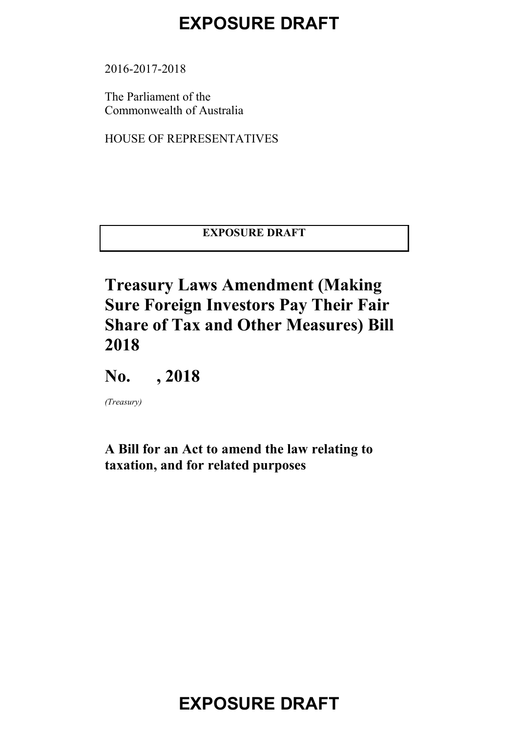EXPOSURE DRAFT

2016-2017-2018

The Parliament of the
Commonwealth of Australia

HOUSE OF REPRESENTATIVES

**EXPOSURE DRAFT**

# Treasury Laws Amendment (Making Sure Foreign Investors Pay Their Fair Share of Tax and Other Measures) Bill 2018

## No. , 2018

*(Treasury)*

**A Bill for an Act to amend the law relating to taxation, and for related purposes**

EXPOSURE DRAFT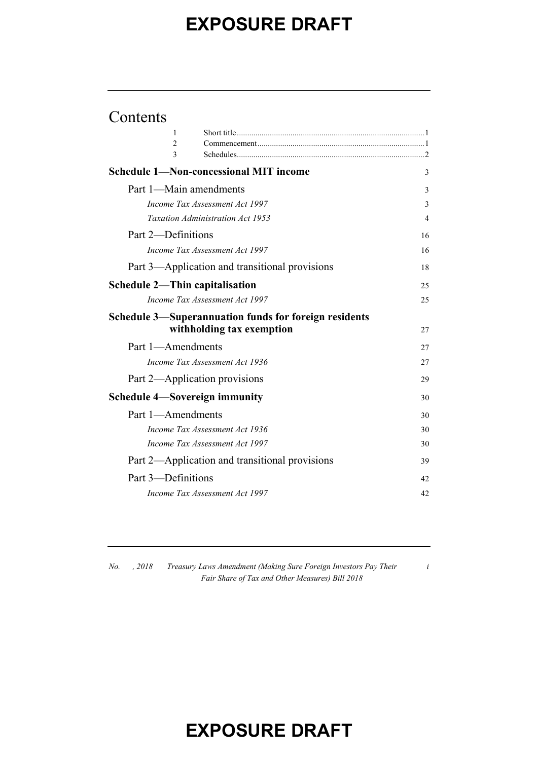# Contents

| | | |
|---|---|---|
| 1 | Short title | 1 |
| 2 | Commencement | 1 |
| 3 | Schedules | 2 |
| **Schedule 1—Non-concessional MIT income** | | 3 |
| Part 1—Main amendments | | 3 |
| *Income Tax Assessment Act 1997* | | 3 |
| *Taxation Administration Act 1953* | | 4 |
| Part 2—Definitions | | 16 |
| *Income Tax Assessment Act 1997* | | 16 |
| Part 3—Application and transitional provisions | | 18 |
| **Schedule 2—Thin capitalisation** | | 25 |
| *Income Tax Assessment Act 1997* | | 25 |
| **Schedule 3—Superannuation funds for foreign residents withholding tax exemption** | | 27 |
| Part 1—Amendments | | 27 |
| *Income Tax Assessment Act 1936* | | 27 |
| Part 2—Application provisions | | 29 |
| **Schedule 4—Sovereign immunity** | | 30 |
| Part 1—Amendments | | 30 |
| *Income Tax Assessment Act 1936* | | 30 |
| *Income Tax Assessment Act 1997* | | 30 |
| Part 2—Application and transitional provisions | | 39 |
| Part 3—Definitions | | 42 |
| *Income Tax Assessment Act 1997* | | 42 |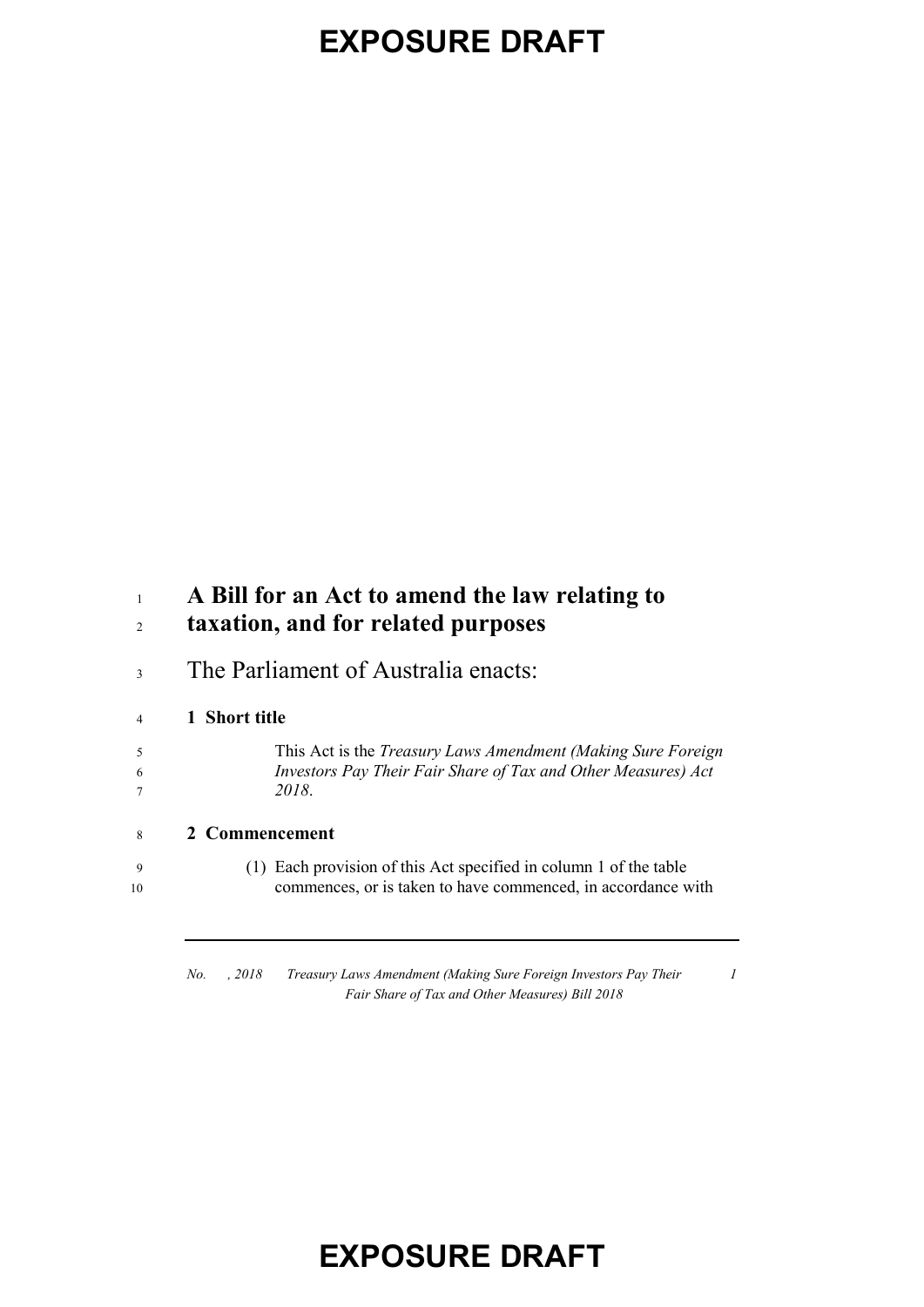# A Bill for an Act to amend the law relating to taxation, and for related purposes

The Parliament of Australia enacts:

## 1 Short title

This Act is the *Treasury Laws Amendment (Making Sure Foreign Investors Pay Their Fair Share of Tax and Other Measures) Act 2018*.

## 2 Commencement

(1) Each provision of this Act specified in column 1 of the table commences, or is taken to have commenced, in accordance with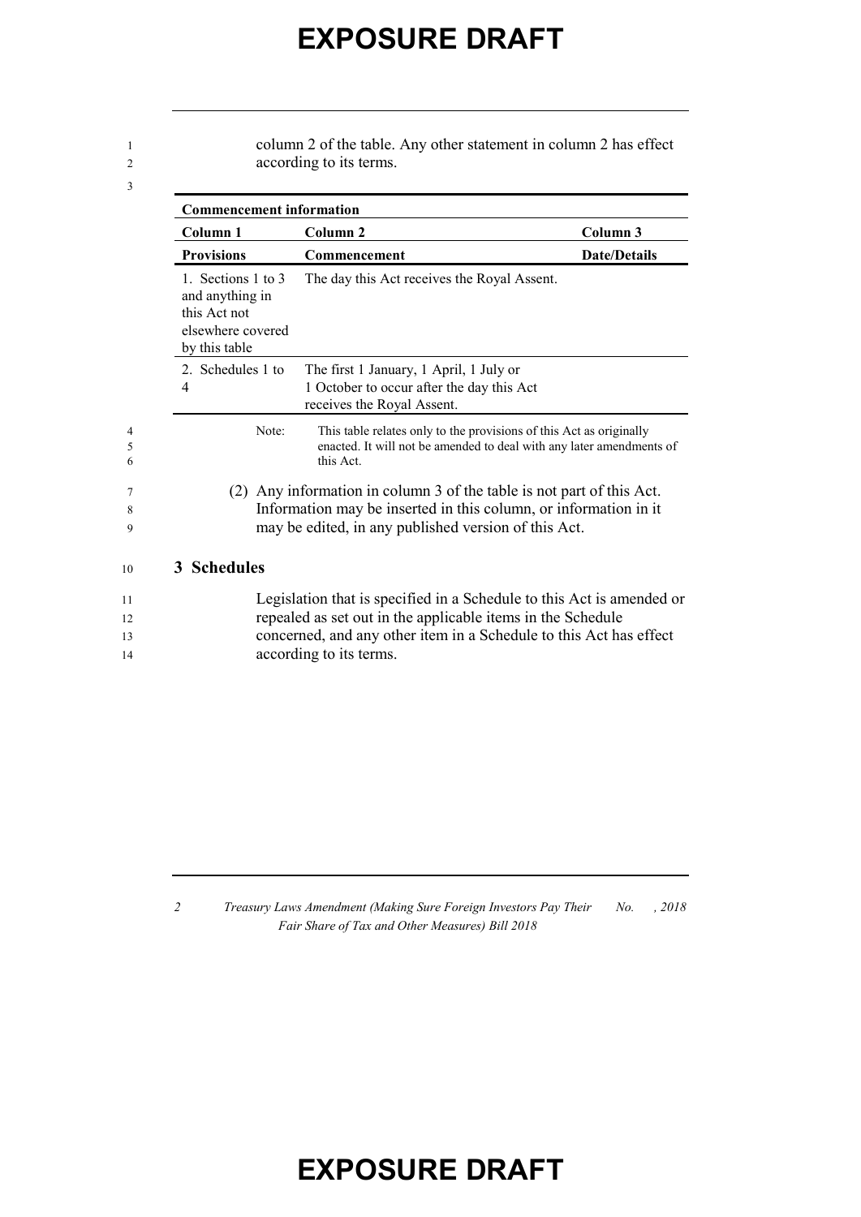column 2 of the table. Any other statement in column 2 has effect according to its terms.

| Commencement information | | |
|---|---|---|
| **Column 1** | **Column 2** | **Column 3** |
| **Provisions** | **Commencement** | **Date/Details** |
| 1. Sections 1 to 3 and anything in this Act not elsewhere covered by this table | The day this Act receives the Royal Assent. | |
| 2. Schedules 1 to 4 | The first 1 January, 1 April, 1 July or 1 October to occur after the day this Act receives the Royal Assent. | |

Note: This table relates only to the provisions of this Act as originally enacted. It will not be amended to deal with any later amendments of this Act.

(2) Any information in column 3 of the table is not part of this Act. Information may be inserted in this column, or information in it may be edited, in any published version of this Act.

## 3 Schedules

Legislation that is specified in a Schedule to this Act is amended or repealed as set out in the applicable items in the Schedule concerned, and any other item in a Schedule to this Act has effect according to its terms.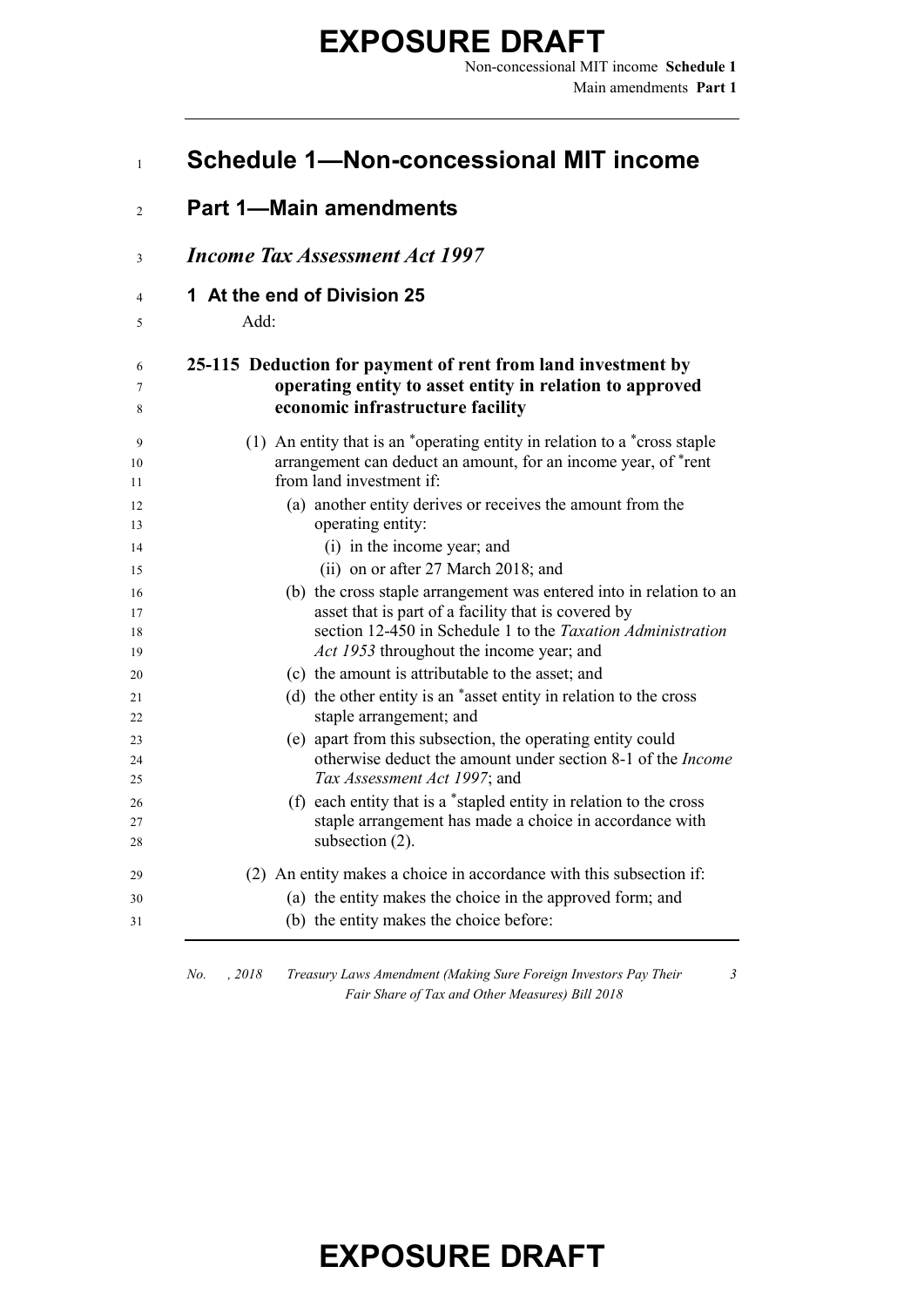# Schedule 1—Non-concessional MIT income

## Part 1—Main amendments

### *Income Tax Assessment Act 1997*

**1 At the end of Division 25**

Add:

**25-115 Deduction for payment of rent from land investment by operating entity to asset entity in relation to approved economic infrastructure facility**

(1) An entity that is an *operating entity in relation to a *cross staple arrangement can deduct an amount, for an income year, of *rent from land investment if:

(a) another entity derives or receives the amount from the operating entity:

(i) in the income year; and

(ii) on or after 27 March 2018; and

(b) the cross staple arrangement was entered into in relation to an asset that is part of a facility that is covered by section 12-450 in Schedule 1 to the *Taxation Administration Act 1953* throughout the income year; and

(c) the amount is attributable to the asset; and

(d) the other entity is an *asset entity in relation to the cross staple arrangement; and

(e) apart from this subsection, the operating entity could otherwise deduct the amount under section 8-1 of the *Income Tax Assessment Act 1997*; and

(f) each entity that is a *stapled entity in relation to the cross staple arrangement has made a choice in accordance with subsection (2).

(2) An entity makes a choice in accordance with this subsection if:

(a) the entity makes the choice in the approved form; and

(b) the entity makes the choice before: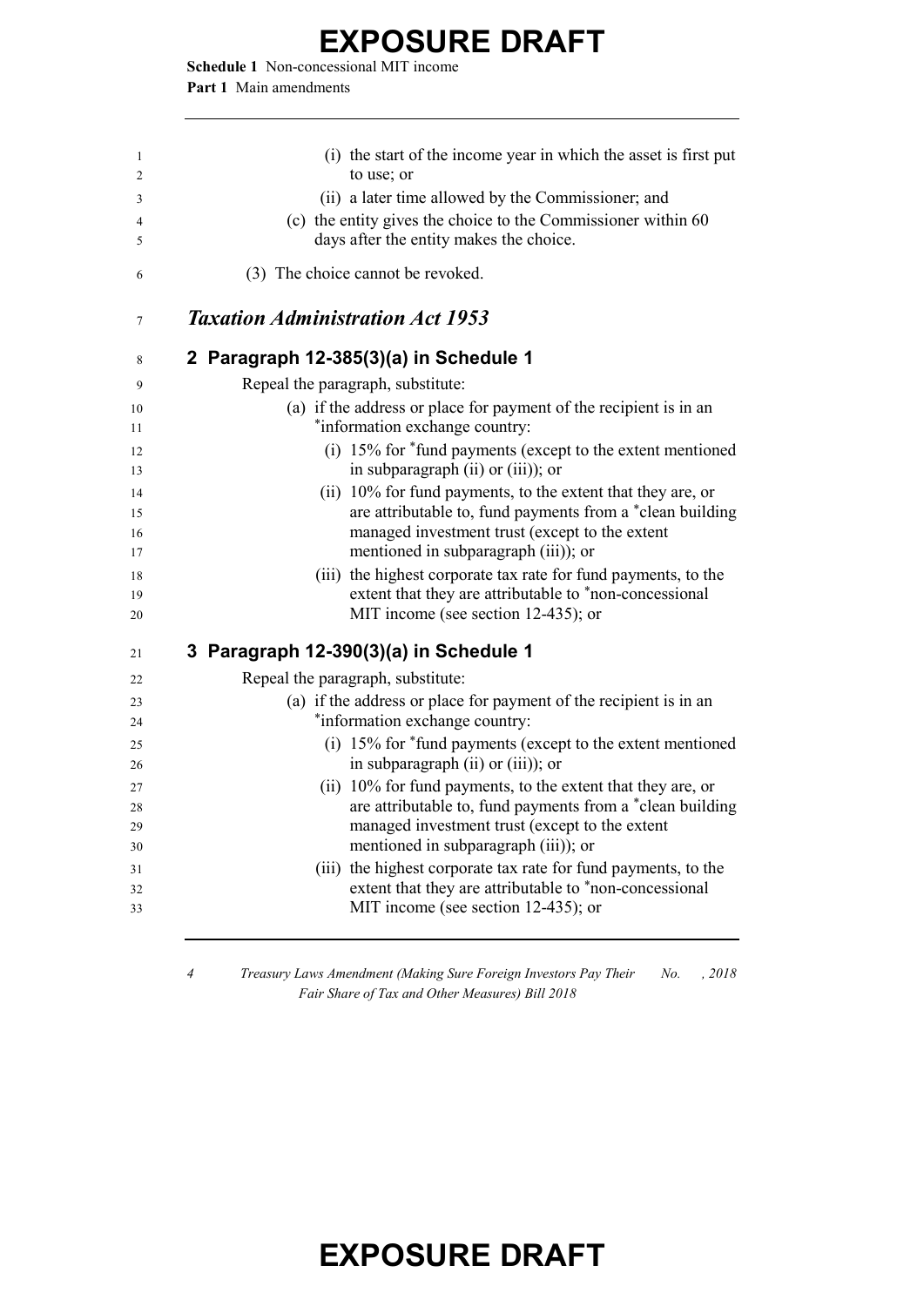(i) the start of the income year in which the asset is first put to use; or

(ii) a later time allowed by the Commissioner; and

(c) the entity gives the choice to the Commissioner within 60 days after the entity makes the choice.

(3) The choice cannot be revoked.

## *Taxation Administration Act 1953*

### 2 Paragraph 12-385(3)(a) in Schedule 1

Repeal the paragraph, substitute:

(a) if the address or place for payment of the recipient is in an *information exchange country:

(i) 15% for *fund payments (except to the extent mentioned in subparagraph (ii) or (iii)); or

(ii) 10% for fund payments, to the extent that they are, or are attributable to, fund payments from a *clean building managed investment trust (except to the extent mentioned in subparagraph (iii)); or

(iii) the highest corporate tax rate for fund payments, to the extent that they are attributable to *non-concessional MIT income (see section 12-435); or

### 3 Paragraph 12-390(3)(a) in Schedule 1

Repeal the paragraph, substitute:

(a) if the address or place for payment of the recipient is in an *information exchange country:

(i) 15% for *fund payments (except to the extent mentioned in subparagraph (ii) or (iii)); or

(ii) 10% for fund payments, to the extent that they are, or are attributable to, fund payments from a *clean building managed investment trust (except to the extent mentioned in subparagraph (iii)); or

(iii) the highest corporate tax rate for fund payments, to the extent that they are attributable to *non-concessional MIT income (see section 12-435); or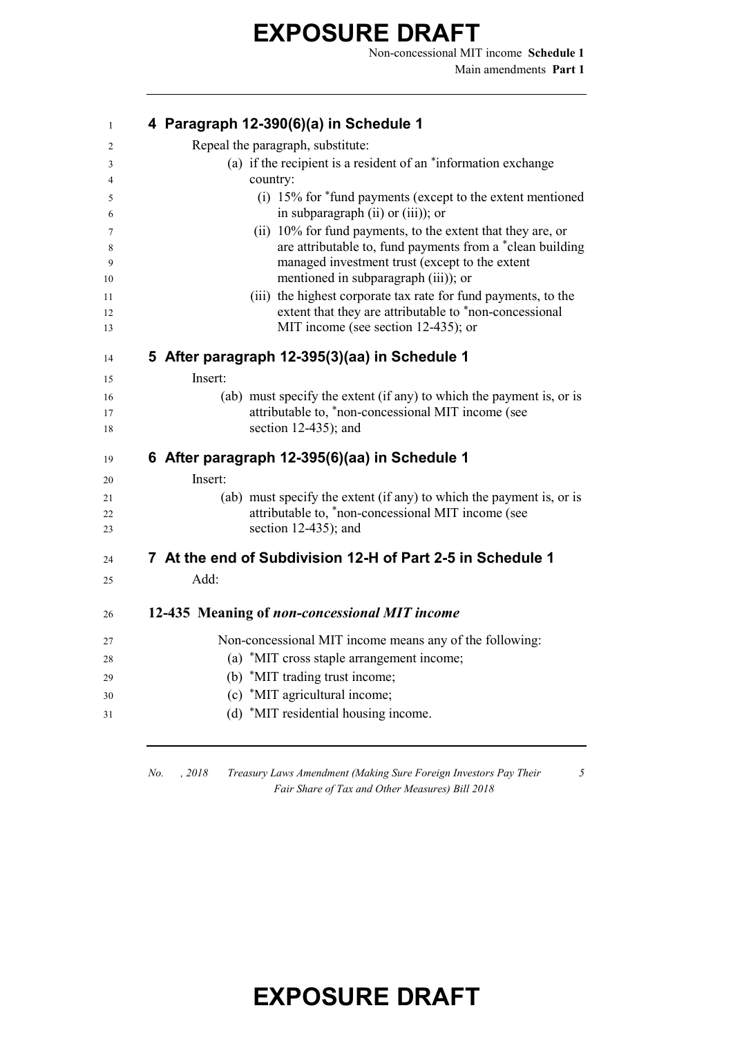## 4 Paragraph 12-390(6)(a) in Schedule 1

Repeal the paragraph, substitute:

(a) if the recipient is a resident of an *information exchange country:

(i) 15% for *fund payments (except to the extent mentioned in subparagraph (ii) or (iii)); or

(ii) 10% for fund payments, to the extent that they are, or are attributable to, fund payments from a *clean building managed investment trust (except to the extent mentioned in subparagraph (iii)); or

(iii) the highest corporate tax rate for fund payments, to the extent that they are attributable to *non-concessional MIT income (see section 12-435); or

## 5 After paragraph 12-395(3)(aa) in Schedule 1

Insert:

(ab) must specify the extent (if any) to which the payment is, or is attributable to, *non-concessional MIT income (see section 12-435); and

## 6 After paragraph 12-395(6)(aa) in Schedule 1

Insert:

(ab) must specify the extent (if any) to which the payment is, or is attributable to, *non-concessional MIT income (see section 12-435); and

## 7 At the end of Subdivision 12-H of Part 2-5 in Schedule 1

Add:

### 12-435 Meaning of *non-concessional MIT income*

Non-concessional MIT income means any of the following:

(a) *MIT cross staple arrangement income;

(b) *MIT trading trust income;

(c) *MIT agricultural income;

(d) *MIT residential housing income.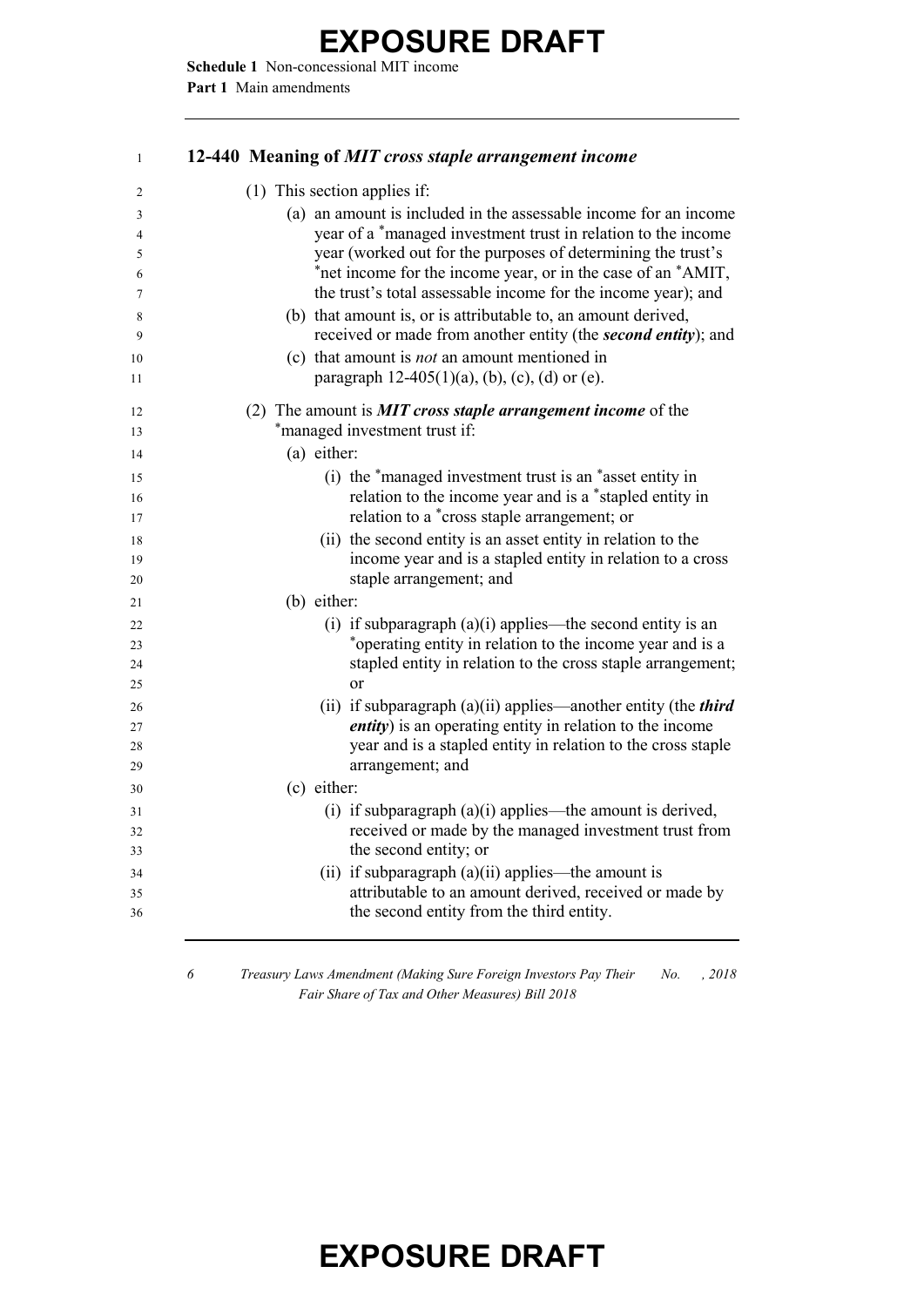### 12-440 Meaning of *MIT cross staple arrangement income*

(1) This section applies if:

(a) an amount is included in the assessable income for an income year of a *managed investment trust in relation to the income year (worked out for the purposes of determining the trust's *net income for the income year, or in the case of an *AMIT, the trust's total assessable income for the income year); and

(b) that amount is, or is attributable to, an amount derived, received or made from another entity (the ***second entity***); and

(c) that amount is *not* an amount mentioned in paragraph 12-405(1)(a), (b), (c), (d) or (e).

(2) The amount is ***MIT cross staple arrangement income*** of the *managed investment trust if:

(a) either:

(i) the *managed investment trust is an *asset entity in relation to the income year and is a *stapled entity in relation to a *cross staple arrangement; or

(ii) the second entity is an asset entity in relation to the income year and is a stapled entity in relation to a cross staple arrangement; and

(b) either:

(i) if subparagraph (a)(i) applies—the second entity is an *operating entity in relation to the income year and is a stapled entity in relation to the cross staple arrangement; or

(ii) if subparagraph (a)(ii) applies—another entity (the ***third entity***) is an operating entity in relation to the income year and is a stapled entity in relation to the cross staple arrangement; and

(c) either:

(i) if subparagraph (a)(i) applies—the amount is derived, received or made by the managed investment trust from the second entity; or

(ii) if subparagraph (a)(ii) applies—the amount is attributable to an amount derived, received or made by the second entity from the third entity.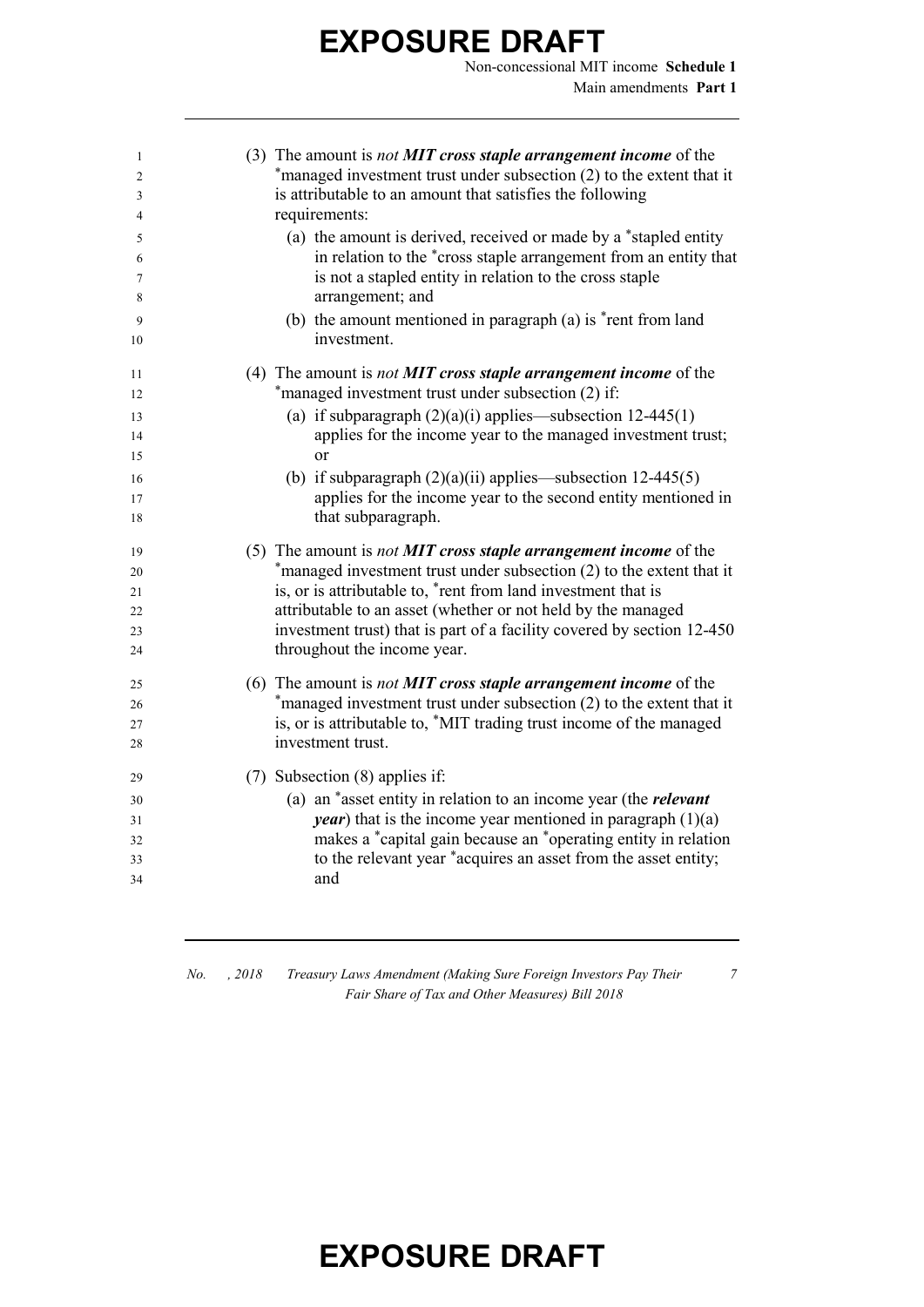(3) The amount is *not* ***MIT cross staple arrangement income*** of the *managed investment trust under subsection (2) to the extent that it is attributable to an amount that satisfies the following requirements:

- (a) the amount is derived, received or made by a *stapled entity in relation to the *cross staple arrangement from an entity that is not a stapled entity in relation to the cross staple arrangement; and
- (b) the amount mentioned in paragraph (a) is *rent from land investment.

(4) The amount is *not* ***MIT cross staple arrangement income*** of the *managed investment trust under subsection (2) if:

- (a) if subparagraph (2)(a)(i) applies—subsection 12-445(1) applies for the income year to the managed investment trust; or
- (b) if subparagraph (2)(a)(ii) applies—subsection 12-445(5) applies for the income year to the second entity mentioned in that subparagraph.

(5) The amount is *not* ***MIT cross staple arrangement income*** of the *managed investment trust under subsection (2) to the extent that it is, or is attributable to, *rent from land investment that is attributable to an asset (whether or not held by the managed investment trust) that is part of a facility covered by section 12-450 throughout the income year.

(6) The amount is *not* ***MIT cross staple arrangement income*** of the *managed investment trust under subsection (2) to the extent that it is, or is attributable to, *MIT trading trust income of the managed investment trust.

(7) Subsection (8) applies if:

- (a) an *asset entity in relation to an income year (the ***relevant year***) that is the income year mentioned in paragraph (1)(a) makes a *capital gain because an *operating entity in relation to the relevant year *acquires an asset from the asset entity; and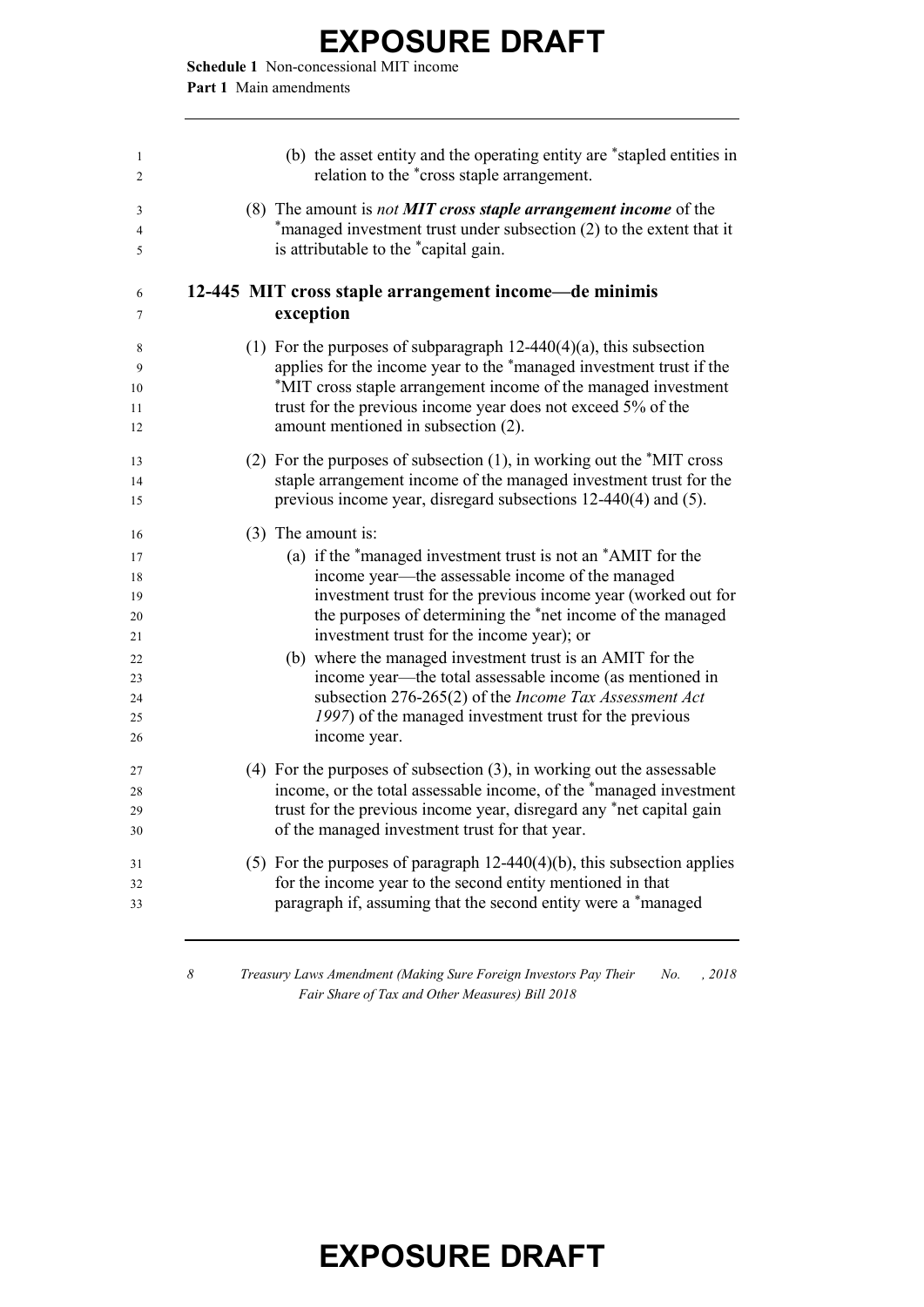(b) the asset entity and the operating entity are *stapled entities in relation to the *cross staple arrangement.

(8) The amount is *not **MIT cross staple arrangement income*** of the *managed investment trust under subsection (2) to the extent that it is attributable to the *capital gain.

### 12-445 MIT cross staple arrangement income—de minimis exception

(1) For the purposes of subparagraph 12-440(4)(a), this subsection applies for the income year to the *managed investment trust if the *MIT cross staple arrangement income of the managed investment trust for the previous income year does not exceed 5% of the amount mentioned in subsection (2).

(2) For the purposes of subsection (1), in working out the *MIT cross staple arrangement income of the managed investment trust for the previous income year, disregard subsections 12-440(4) and (5).

(3) The amount is:

(a) if the *managed investment trust is not an *AMIT for the income year—the assessable income of the managed investment trust for the previous income year (worked out for the purposes of determining the *net income of the managed investment trust for the income year); or

(b) where the managed investment trust is an AMIT for the income year—the total assessable income (as mentioned in subsection 276-265(2) of the *Income Tax Assessment Act 1997*) of the managed investment trust for the previous income year.

(4) For the purposes of subsection (3), in working out the assessable income, or the total assessable income, of the *managed investment trust for the previous income year, disregard any *net capital gain of the managed investment trust for that year.

(5) For the purposes of paragraph 12-440(4)(b), this subsection applies for the income year to the second entity mentioned in that paragraph if, assuming that the second entity were a *managed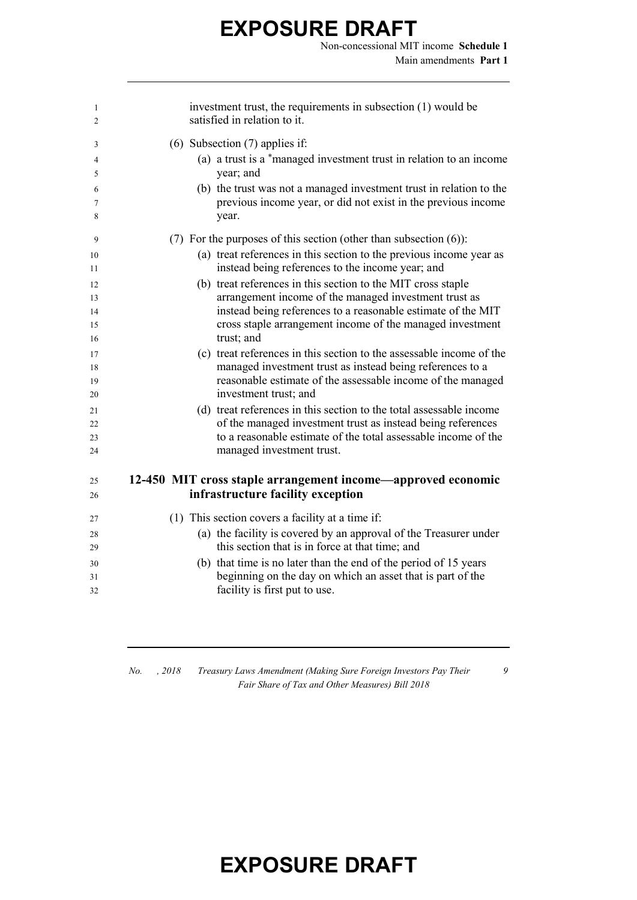investment trust, the requirements in subsection (1) would be satisfied in relation to it.

(6) Subsection (7) applies if:

(a) a trust is a *managed investment trust in relation to an income year; and

(b) the trust was not a managed investment trust in relation to the previous income year, or did not exist in the previous income year.

(7) For the purposes of this section (other than subsection (6)):

(a) treat references in this section to the previous income year as instead being references to the income year; and

(b) treat references in this section to the MIT cross staple arrangement income of the managed investment trust as instead being references to a reasonable estimate of the MIT cross staple arrangement income of the managed investment trust; and

(c) treat references in this section to the assessable income of the managed investment trust as instead being references to a reasonable estimate of the assessable income of the managed investment trust; and

(d) treat references in this section to the total assessable income of the managed investment trust as instead being references to a reasonable estimate of the total assessable income of the managed investment trust.

## 12-450 MIT cross staple arrangement income—approved economic infrastructure facility exception

(1) This section covers a facility at a time if:

(a) the facility is covered by an approval of the Treasurer under this section that is in force at that time; and

(b) that time is no later than the end of the period of 15 years beginning on the day on which an asset that is part of the facility is first put to use.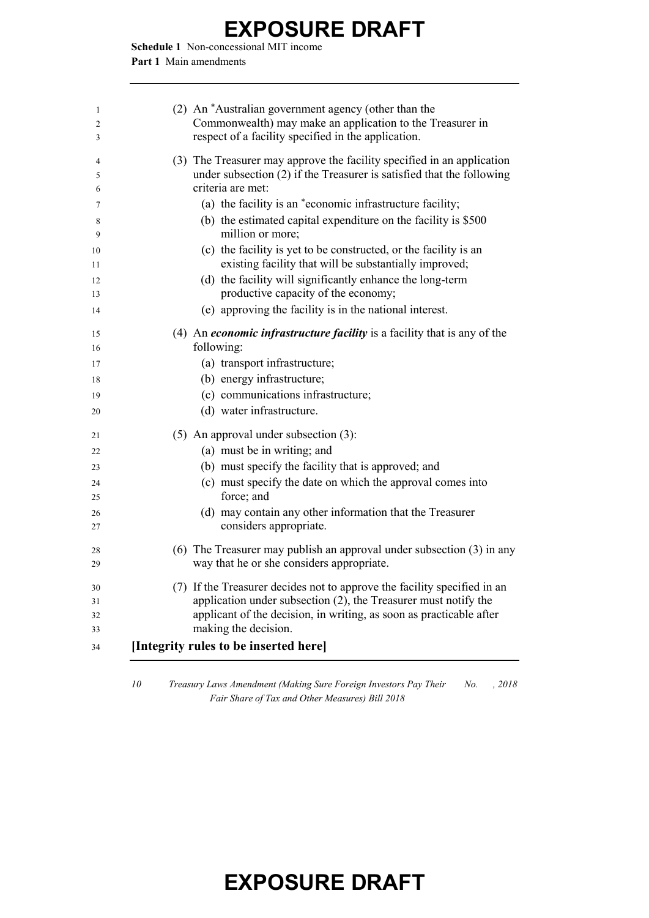(2) An *Australian government agency (other than the Commonwealth) may make an application to the Treasurer in respect of a facility specified in the application.

(3) The Treasurer may approve the facility specified in an application under subsection (2) if the Treasurer is satisfied that the following criteria are met:

- (a) the facility is an *economic infrastructure facility;
- (b) the estimated capital expenditure on the facility is $500 million or more;
- (c) the facility is yet to be constructed, or the facility is an existing facility that will be substantially improved;
- (d) the facility will significantly enhance the long-term productive capacity of the economy;
- (e) approving the facility is in the national interest.

(4) An ***economic infrastructure facility*** is a facility that is any of the following:

- (a) transport infrastructure;
- (b) energy infrastructure;
- (c) communications infrastructure;
- (d) water infrastructure.

(5) An approval under subsection (3):

- (a) must be in writing; and
- (b) must specify the facility that is approved; and
- (c) must specify the date on which the approval comes into force; and
- (d) may contain any other information that the Treasurer considers appropriate.

(6) The Treasurer may publish an approval under subsection (3) in any way that he or she considers appropriate.

(7) If the Treasurer decides not to approve the facility specified in an application under subsection (2), the Treasurer must notify the applicant of the decision, in writing, as soon as practicable after making the decision.

**[Integrity rules to be inserted here]**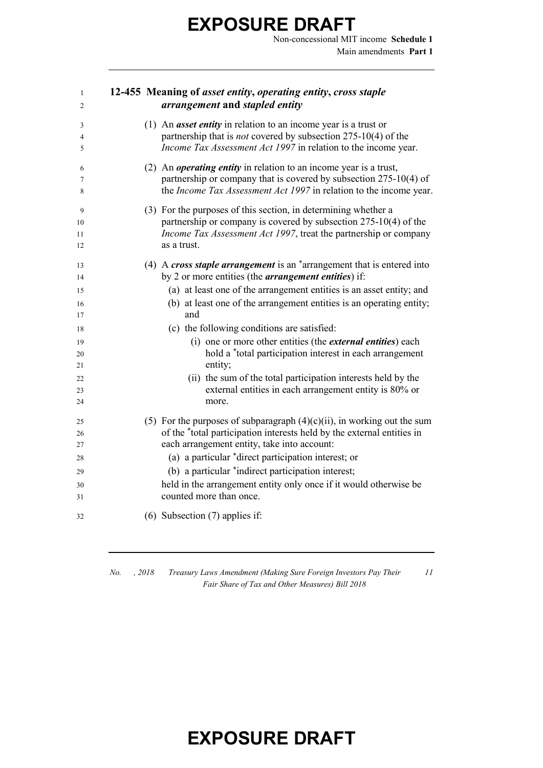### 12-455 Meaning of *asset entity*, *operating entity*, *cross staple arrangement* and *stapled entity*

(1) An ***asset entity*** in relation to an income year is a trust or partnership that is *not* covered by subsection 275-10(4) of the *Income Tax Assessment Act 1997* in relation to the income year.

(2) An ***operating entity*** in relation to an income year is a trust, partnership or company that is covered by subsection 275-10(4) of the *Income Tax Assessment Act 1997* in relation to the income year.

(3) For the purposes of this section, in determining whether a partnership or company is covered by subsection 275-10(4) of the *Income Tax Assessment Act 1997*, treat the partnership or company as a trust.

(4) A ***cross staple arrangement*** is an *arrangement that is entered into by 2 or more entities (the ***arrangement entities***) if:

- (a) at least one of the arrangement entities is an asset entity; and
- (b) at least one of the arrangement entities is an operating entity; and
- (c) the following conditions are satisfied:
  - (i) one or more other entities (the ***external entities***) each hold a *total participation interest in each arrangement entity;
  - (ii) the sum of the total participation interests held by the external entities in each arrangement entity is 80% or more.

(5) For the purposes of subparagraph (4)(c)(ii), in working out the sum of the *total participation interests held by the external entities in each arrangement entity, take into account:

- (a) a particular *direct participation interest; or
- (b) a particular *indirect participation interest;

held in the arrangement entity only once if it would otherwise be counted more than once.

(6) Subsection (7) applies if: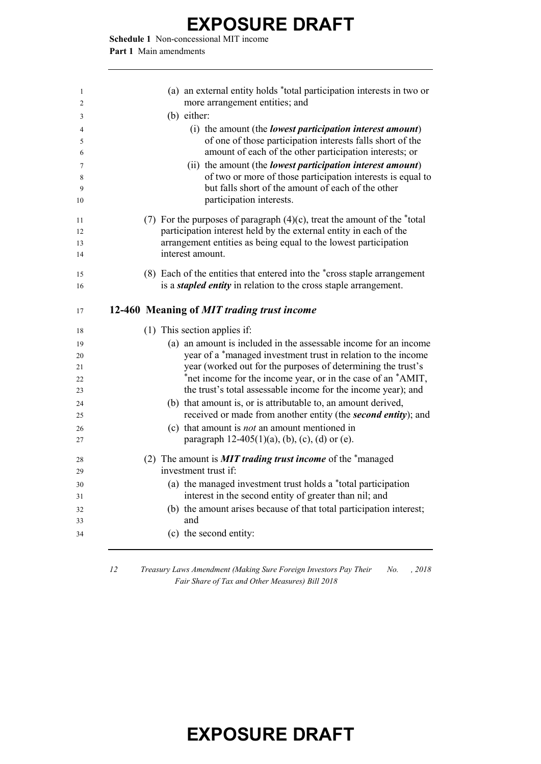(a) an external entity holds *total participation interests in two or more arrangement entities; and

(b) either:

(i) the amount (the ***lowest participation interest amount***) of one of those participation interests falls short of the amount of each of the other participation interests; or

(ii) the amount (the ***lowest participation interest amount***) of two or more of those participation interests is equal to but falls short of the amount of each of the other participation interests.

(7) For the purposes of paragraph (4)(c), treat the amount of the *total participation interest held by the external entity in each of the arrangement entities as being equal to the lowest participation interest amount.

(8) Each of the entities that entered into the *cross staple arrangement is a ***stapled entity*** in relation to the cross staple arrangement.

### 12-460 Meaning of *MIT trading trust income*

(1) This section applies if:

(a) an amount is included in the assessable income for an income year of a *managed investment trust in relation to the income year (worked out for the purposes of determining the trust's *net income for the income year, or in the case of an *AMIT, the trust's total assessable income for the income year); and

(b) that amount is, or is attributable to, an amount derived, received or made from another entity (the ***second entity***); and

(c) that amount is *not* an amount mentioned in paragraph 12-405(1)(a), (b), (c), (d) or (e).

(2) The amount is ***MIT trading trust income*** of the *managed investment trust if:

(a) the managed investment trust holds a *total participation interest in the second entity of greater than nil; and

(b) the amount arises because of that total participation interest; and

(c) the second entity: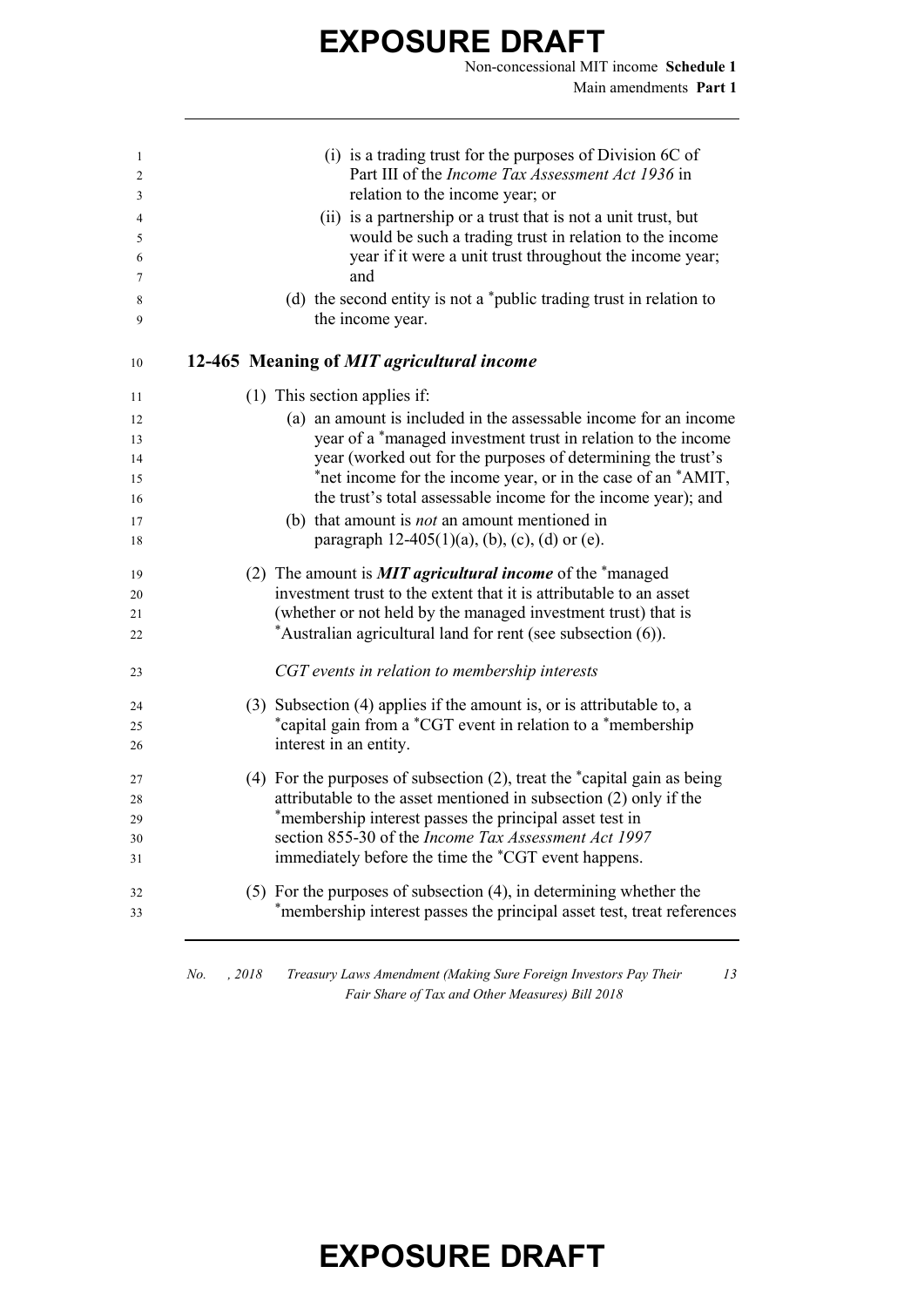(i) is a trading trust for the purposes of Division 6C of Part III of the *Income Tax Assessment Act 1936* in relation to the income year; or

(ii) is a partnership or a trust that is not a unit trust, but would be such a trading trust in relation to the income year if it were a unit trust throughout the income year; and

(d) the second entity is not a *public trading trust in relation to the income year.

### 12-465 Meaning of *MIT agricultural income*

(1) This section applies if:

(a) an amount is included in the assessable income for an income year of a *managed investment trust in relation to the income year (worked out for the purposes of determining the trust's *net income for the income year, or in the case of an *AMIT, the trust's total assessable income for the income year); and

(b) that amount is *not* an amount mentioned in paragraph 12-405(1)(a), (b), (c), (d) or (e).

(2) The amount is ***MIT agricultural income*** of the *managed investment trust to the extent that it is attributable to an asset (whether or not held by the managed investment trust) that is *Australian agricultural land for rent (see subsection (6)).

*CGT events in relation to membership interests*

(3) Subsection (4) applies if the amount is, or is attributable to, a *capital gain from a *CGT event in relation to a *membership interest in an entity.

(4) For the purposes of subsection (2), treat the *capital gain as being attributable to the asset mentioned in subsection (2) only if the *membership interest passes the principal asset test in section 855-30 of the *Income Tax Assessment Act 1997* immediately before the time the *CGT event happens.

(5) For the purposes of subsection (4), in determining whether the *membership interest passes the principal asset test, treat references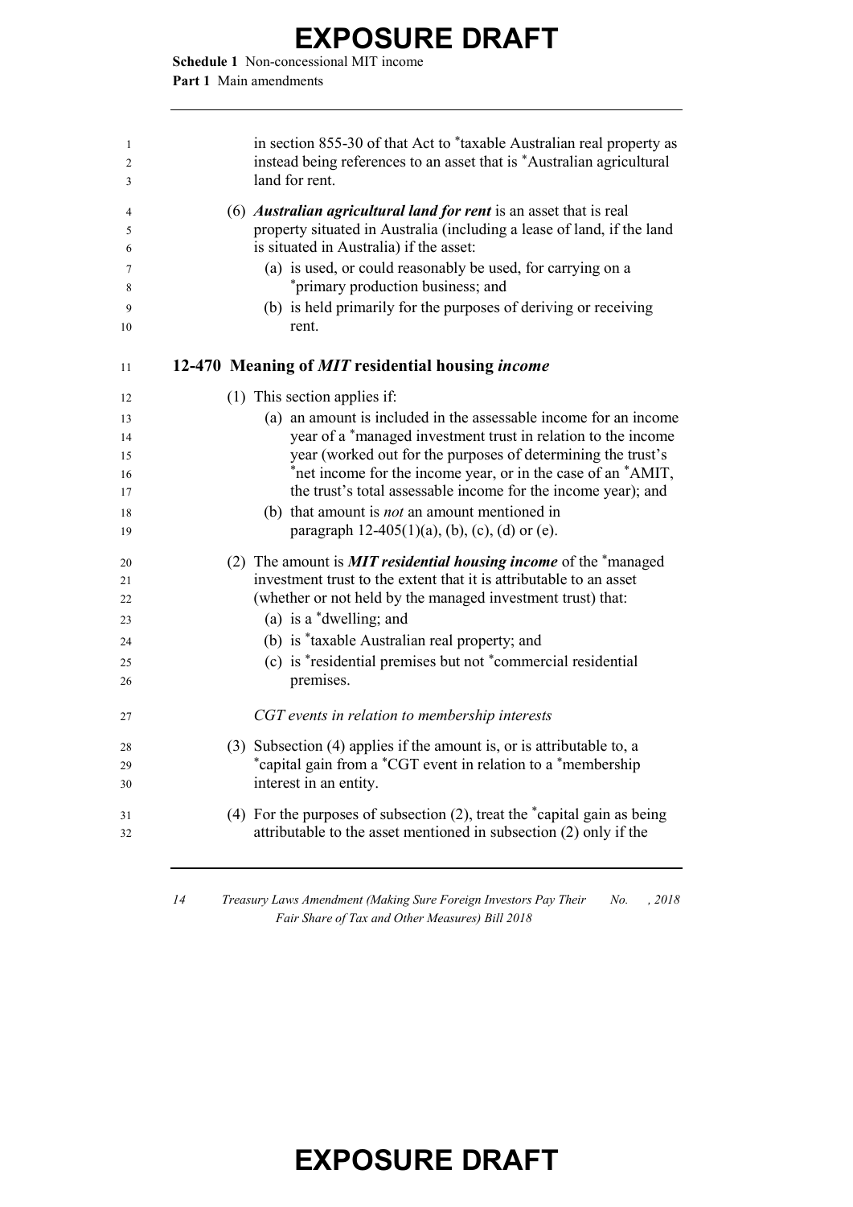in section 855-30 of that Act to *taxable Australian real property as instead being references to an asset that is *Australian agricultural land for rent.

(6) ***Australian agricultural land for rent*** is an asset that is real property situated in Australia (including a lease of land, if the land is situated in Australia) if the asset:

(a) is used, or could reasonably be used, for carrying on a *primary production business; and

(b) is held primarily for the purposes of deriving or receiving rent.

### 12-470 Meaning of *MIT* residential housing *income*

(1) This section applies if:

(a) an amount is included in the assessable income for an income year of a *managed investment trust in relation to the income year (worked out for the purposes of determining the trust's *net income for the income year, or in the case of an *AMIT, the trust's total assessable income for the income year); and

(b) that amount is *not* an amount mentioned in paragraph 12-405(1)(a), (b), (c), (d) or (e).

(2) The amount is ***MIT residential housing income*** of the *managed investment trust to the extent that it is attributable to an asset (whether or not held by the managed investment trust) that:

(a) is a *dwelling; and

(b) is *taxable Australian real property; and

(c) is *residential premises but not *commercial residential premises.

*CGT events in relation to membership interests*

(3) Subsection (4) applies if the amount is, or is attributable to, a *capital gain from a *CGT event in relation to a *membership interest in an entity.

(4) For the purposes of subsection (2), treat the *capital gain as being attributable to the asset mentioned in subsection (2) only if the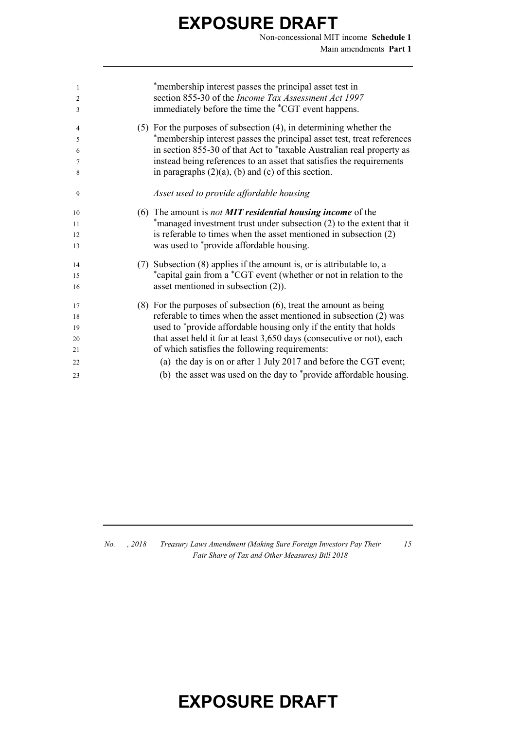*membership interest passes the principal asset test in section 855-30 of the *Income Tax Assessment Act 1997* immediately before the time the *CGT event happens.

(5) For the purposes of subsection (4), in determining whether the *membership interest passes the principal asset test, treat references in section 855-30 of that Act to *taxable Australian real property as instead being references to an asset that satisfies the requirements in paragraphs (2)(a), (b) and (c) of this section.

*Asset used to provide affordable housing*

(6) The amount is *not* ***MIT residential housing income*** of the *managed investment trust under subsection (2) to the extent that it is referable to times when the asset mentioned in subsection (2) was used to *provide affordable housing.

(7) Subsection (8) applies if the amount is, or is attributable to, a *capital gain from a *CGT event (whether or not in relation to the asset mentioned in subsection (2)).

(8) For the purposes of subsection (6), treat the amount as being referable to times when the asset mentioned in subsection (2) was used to *provide affordable housing only if the entity that holds that asset held it for at least 3,650 days (consecutive or not), each of which satisfies the following requirements:

   (a) the day is on or after 1 July 2017 and before the CGT event;

   (b) the asset was used on the day to *provide affordable housing.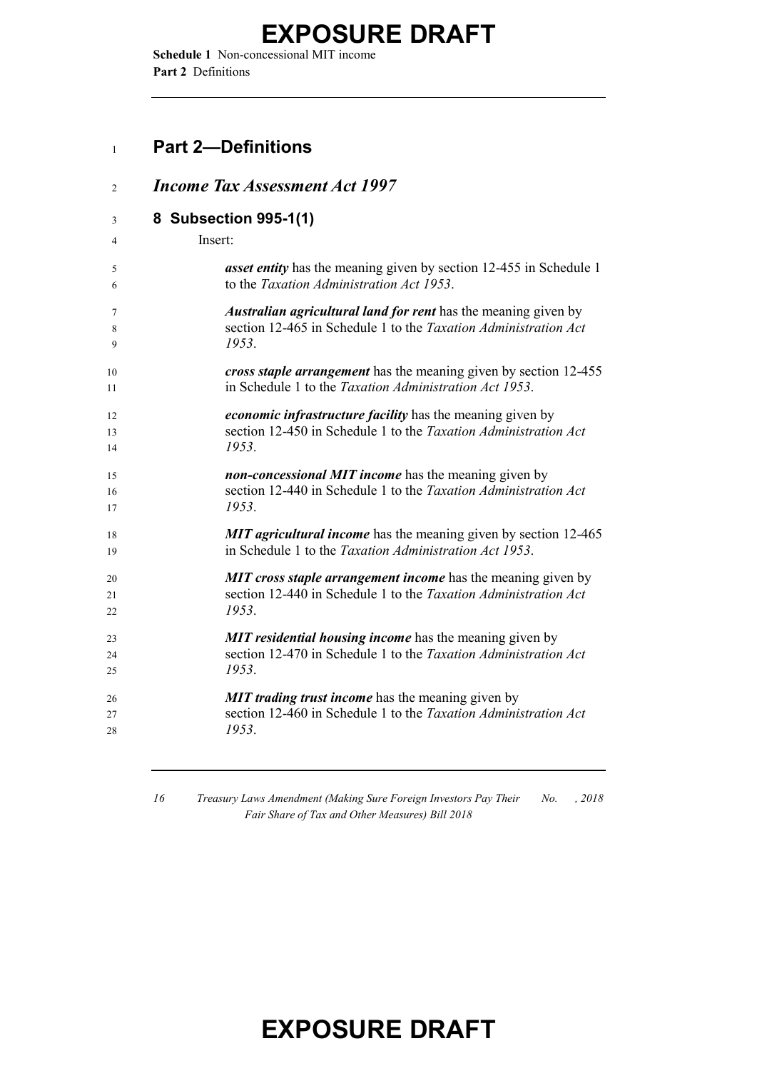## Part 2—Definitions

### *Income Tax Assessment Act 1997*

#### 8 Subsection 995-1(1)

Insert:

***asset entity*** has the meaning given by section 12-455 in Schedule 1 to the *Taxation Administration Act 1953*.

***Australian agricultural land for rent*** has the meaning given by section 12-465 in Schedule 1 to the *Taxation Administration Act 1953*.

***cross staple arrangement*** has the meaning given by section 12-455 in Schedule 1 to the *Taxation Administration Act 1953*.

***economic infrastructure facility*** has the meaning given by section 12-450 in Schedule 1 to the *Taxation Administration Act 1953*.

***non-concessional MIT income*** has the meaning given by section 12-440 in Schedule 1 to the *Taxation Administration Act 1953*.

***MIT agricultural income*** has the meaning given by section 12-465 in Schedule 1 to the *Taxation Administration Act 1953*.

***MIT cross staple arrangement income*** has the meaning given by section 12-440 in Schedule 1 to the *Taxation Administration Act 1953*.

***MIT residential housing income*** has the meaning given by section 12-470 in Schedule 1 to the *Taxation Administration Act 1953*.

***MIT trading trust income*** has the meaning given by section 12-460 in Schedule 1 to the *Taxation Administration Act 1953*.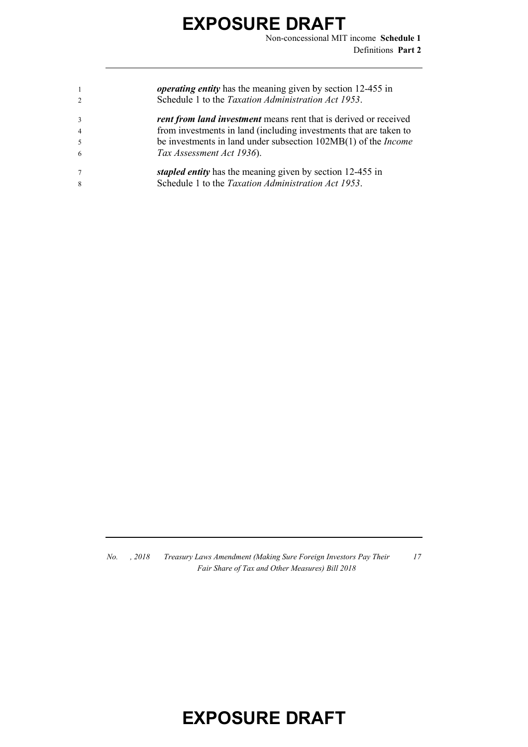***operating entity*** has the meaning given by section 12-455 in Schedule 1 to the *Taxation Administration Act 1953*.

***rent from land investment*** means rent that is derived or received from investments in land (including investments that are taken to be investments in land under subsection 102MB(1) of the *Income Tax Assessment Act 1936*).

***stapled entity*** has the meaning given by section 12-455 in Schedule 1 to the *Taxation Administration Act 1953*.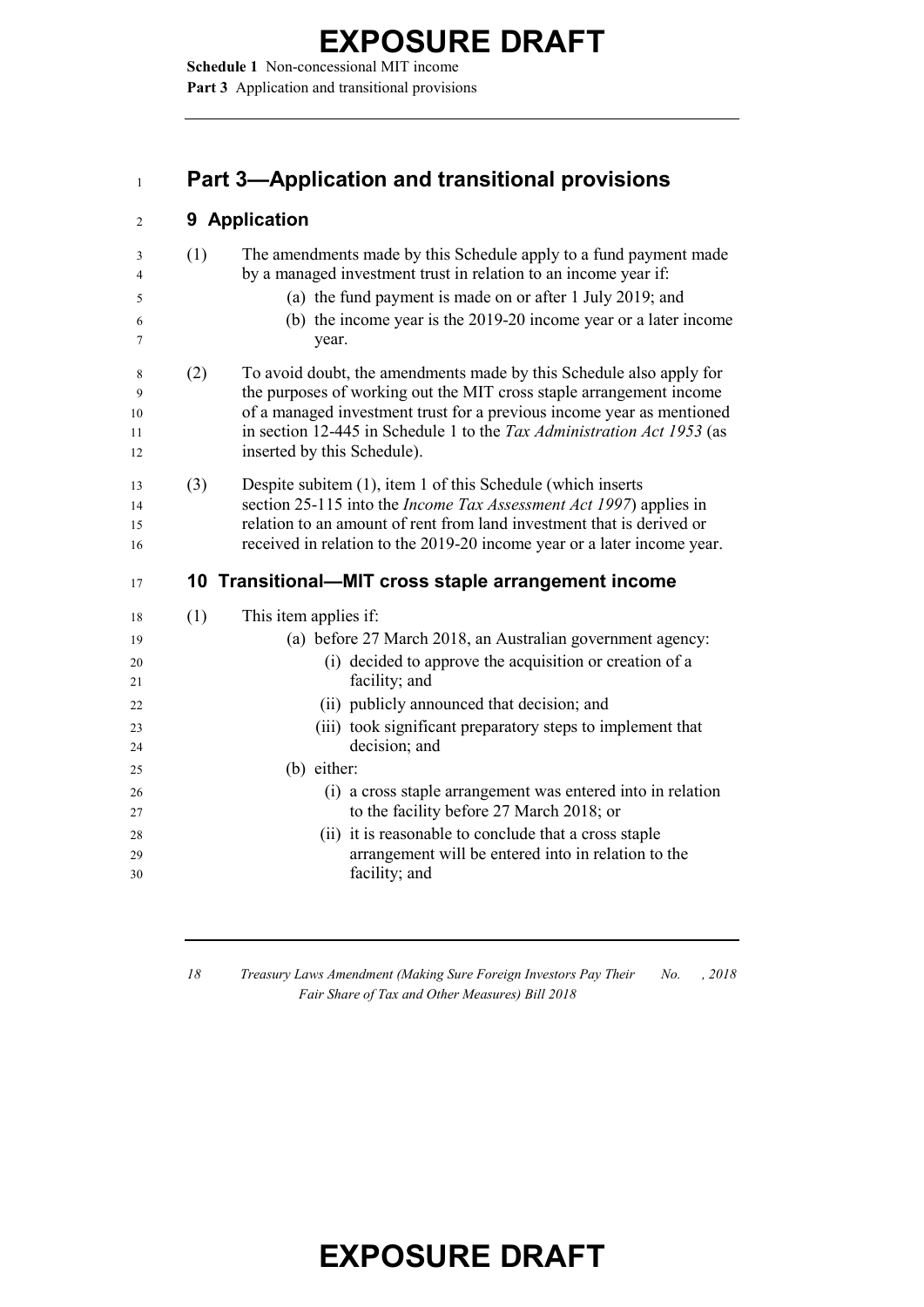## Part 3—Application and transitional provisions

### 9 Application

(1) The amendments made by this Schedule apply to a fund payment made by a managed investment trust in relation to an income year if:

   (a) the fund payment is made on or after 1 July 2019; and

   (b) the income year is the 2019-20 income year or a later income year.

(2) To avoid doubt, the amendments made by this Schedule also apply for the purposes of working out the MIT cross staple arrangement income of a managed investment trust for a previous income year as mentioned in section 12-445 in Schedule 1 to the *Tax Administration Act 1953* (as inserted by this Schedule).

(3) Despite subitem (1), item 1 of this Schedule (which inserts section 25-115 into the *Income Tax Assessment Act 1997*) applies in relation to an amount of rent from land investment that is derived or received in relation to the 2019-20 income year or a later income year.

### 10 Transitional—MIT cross staple arrangement income

(1) This item applies if:

   (a) before 27 March 2018, an Australian government agency:

      (i) decided to approve the acquisition or creation of a facility; and

      (ii) publicly announced that decision; and

      (iii) took significant preparatory steps to implement that decision; and

   (b) either:

      (i) a cross staple arrangement was entered into in relation to the facility before 27 March 2018; or

      (ii) it is reasonable to conclude that a cross staple arrangement will be entered into in relation to the facility; and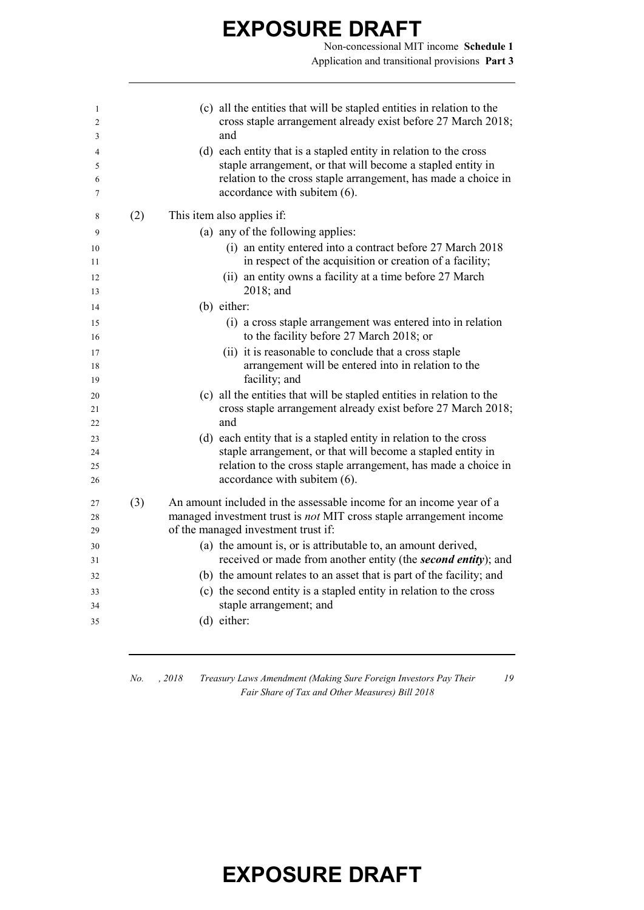(c) all the entities that will be stapled entities in relation to the cross staple arrangement already exist before 27 March 2018; and

(d) each entity that is a stapled entity in relation to the cross staple arrangement, or that will become a stapled entity in relation to the cross staple arrangement, has made a choice in accordance with subitem (6).

(2) This item also applies if:

(a) any of the following applies:

(i) an entity entered into a contract before 27 March 2018 in respect of the acquisition or creation of a facility;

(ii) an entity owns a facility at a time before 27 March 2018; and

(b) either:

(i) a cross staple arrangement was entered into in relation to the facility before 27 March 2018; or

(ii) it is reasonable to conclude that a cross staple arrangement will be entered into in relation to the facility; and

(c) all the entities that will be stapled entities in relation to the cross staple arrangement already exist before 27 March 2018; and

(d) each entity that is a stapled entity in relation to the cross staple arrangement, or that will become a stapled entity in relation to the cross staple arrangement, has made a choice in accordance with subitem (6).

(3) An amount included in the assessable income for an income year of a managed investment trust is *not* MIT cross staple arrangement income of the managed investment trust if:

(a) the amount is, or is attributable to, an amount derived, received or made from another entity (the ***second entity***); and

(b) the amount relates to an asset that is part of the facility; and

(c) the second entity is a stapled entity in relation to the cross staple arrangement; and

(d) either: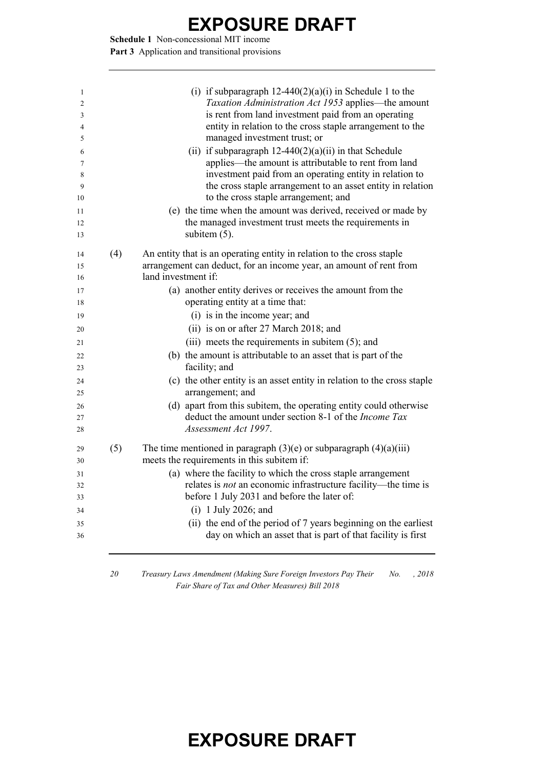(i) if subparagraph 12-440(2)(a)(i) in Schedule 1 to the *Taxation Administration Act 1953* applies—the amount is rent from land investment paid from an operating entity in relation to the cross staple arrangement to the managed investment trust; or

(ii) if subparagraph 12-440(2)(a)(ii) in that Schedule applies—the amount is attributable to rent from land investment paid from an operating entity in relation to the cross staple arrangement to an asset entity in relation to the cross staple arrangement; and

(e) the time when the amount was derived, received or made by the managed investment trust meets the requirements in subitem (5).

(4) An entity that is an operating entity in relation to the cross staple arrangement can deduct, for an income year, an amount of rent from land investment if:

(a) another entity derives or receives the amount from the operating entity at a time that:

(i) is in the income year; and

(ii) is on or after 27 March 2018; and

(iii) meets the requirements in subitem (5); and

(b) the amount is attributable to an asset that is part of the facility; and

(c) the other entity is an asset entity in relation to the cross staple arrangement; and

(d) apart from this subitem, the operating entity could otherwise deduct the amount under section 8-1 of the *Income Tax Assessment Act 1997*.

(5) The time mentioned in paragraph (3)(e) or subparagraph (4)(a)(iii) meets the requirements in this subitem if:

(a) where the facility to which the cross staple arrangement relates is *not* an economic infrastructure facility—the time is before 1 July 2031 and before the later of:

(i) 1 July 2026; and

(ii) the end of the period of 7 years beginning on the earliest day on which an asset that is part of that facility is first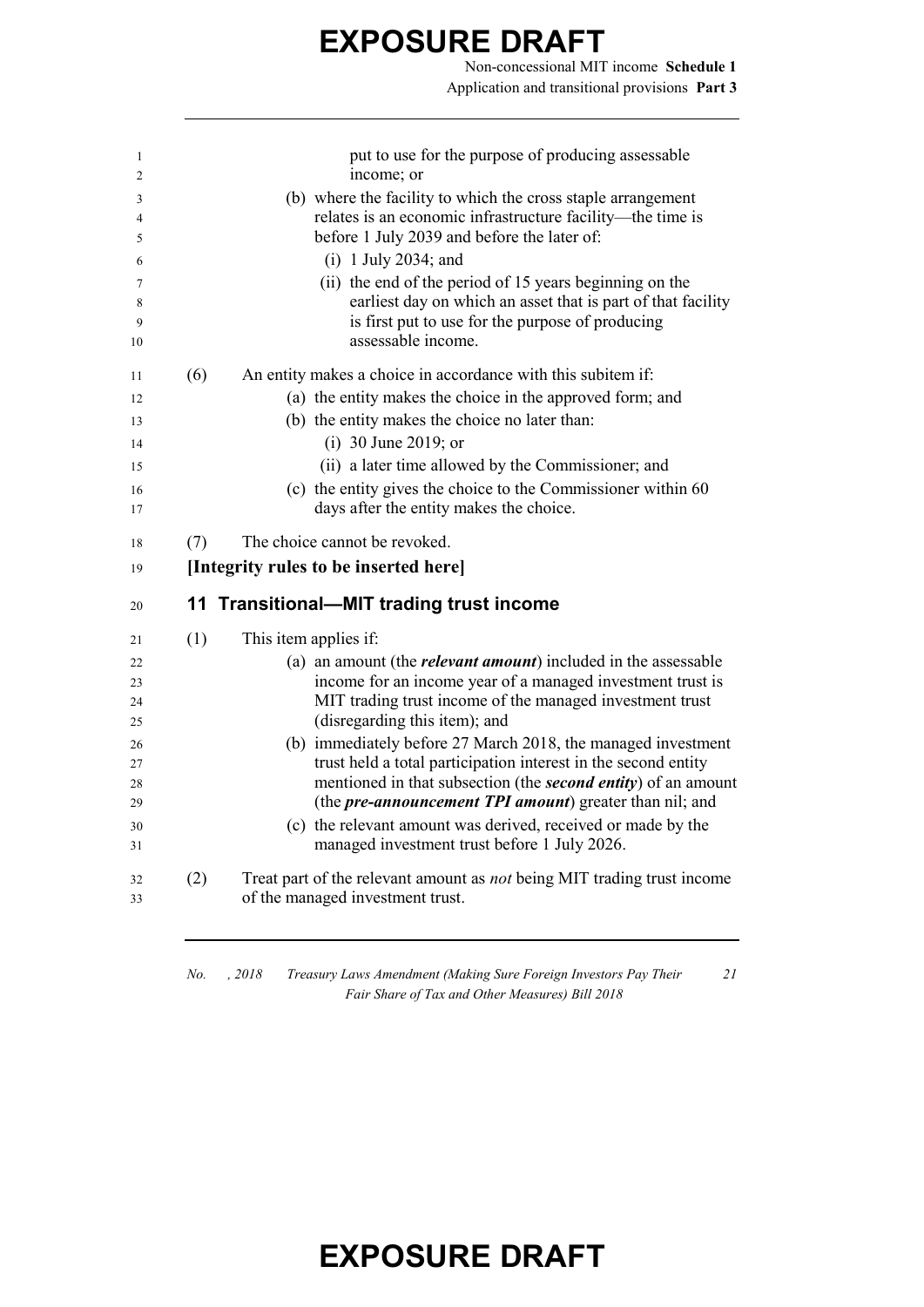put to use for the purpose of producing assessable income; or

(b) where the facility to which the cross staple arrangement relates is an economic infrastructure facility—the time is before 1 July 2039 and before the later of:

(i) 1 July 2034; and

(ii) the end of the period of 15 years beginning on the earliest day on which an asset that is part of that facility is first put to use for the purpose of producing assessable income.

(6) An entity makes a choice in accordance with this subitem if:

(a) the entity makes the choice in the approved form; and

(b) the entity makes the choice no later than:

(i) 30 June 2019; or

(ii) a later time allowed by the Commissioner; and

(c) the entity gives the choice to the Commissioner within 60 days after the entity makes the choice.

(7) The choice cannot be revoked.

**[Integrity rules to be inserted here]**

## 11 Transitional—MIT trading trust income

(1) This item applies if:

(a) an amount (the ***relevant amount***) included in the assessable income for an income year of a managed investment trust is MIT trading trust income of the managed investment trust (disregarding this item); and

(b) immediately before 27 March 2018, the managed investment trust held a total participation interest in the second entity mentioned in that subsection (the ***second entity***) of an amount (the ***pre-announcement TPI amount***) greater than nil; and

(c) the relevant amount was derived, received or made by the managed investment trust before 1 July 2026.

(2) Treat part of the relevant amount as *not* being MIT trading trust income of the managed investment trust.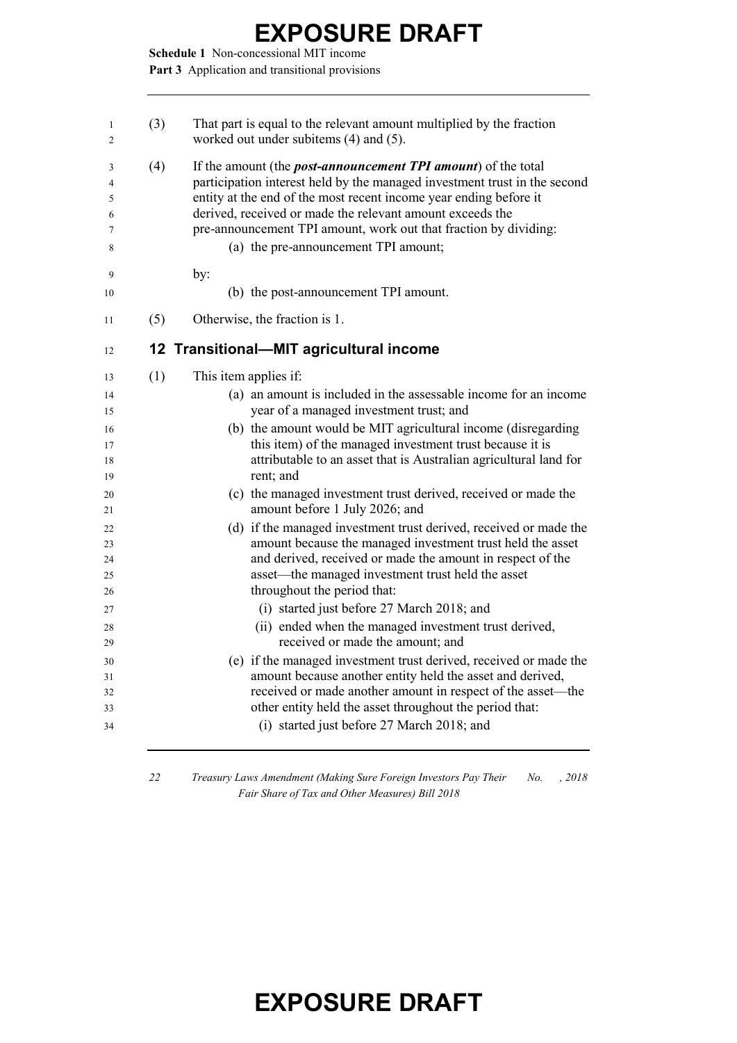(3) That part is equal to the relevant amount multiplied by the fraction worked out under subitems (4) and (5).

(4) If the amount (the ***post-announcement TPI amount***) of the total participation interest held by the managed investment trust in the second entity at the end of the most recent income year ending before it derived, received or made the relevant amount exceeds the pre-announcement TPI amount, work out that fraction by dividing:

(a) the pre-announcement TPI amount;

by:

(b) the post-announcement TPI amount.

(5) Otherwise, the fraction is 1.

## 12 Transitional—MIT agricultural income

(1) This item applies if:

(a) an amount is included in the assessable income for an income year of a managed investment trust; and

(b) the amount would be MIT agricultural income (disregarding this item) of the managed investment trust because it is attributable to an asset that is Australian agricultural land for rent; and

(c) the managed investment trust derived, received or made the amount before 1 July 2026; and

(d) if the managed investment trust derived, received or made the amount because the managed investment trust held the asset and derived, received or made the amount in respect of the asset—the managed investment trust held the asset throughout the period that:

(i) started just before 27 March 2018; and

(ii) ended when the managed investment trust derived, received or made the amount; and

(e) if the managed investment trust derived, received or made the amount because another entity held the asset and derived, received or made another amount in respect of the asset—the other entity held the asset throughout the period that:

(i) started just before 27 March 2018; and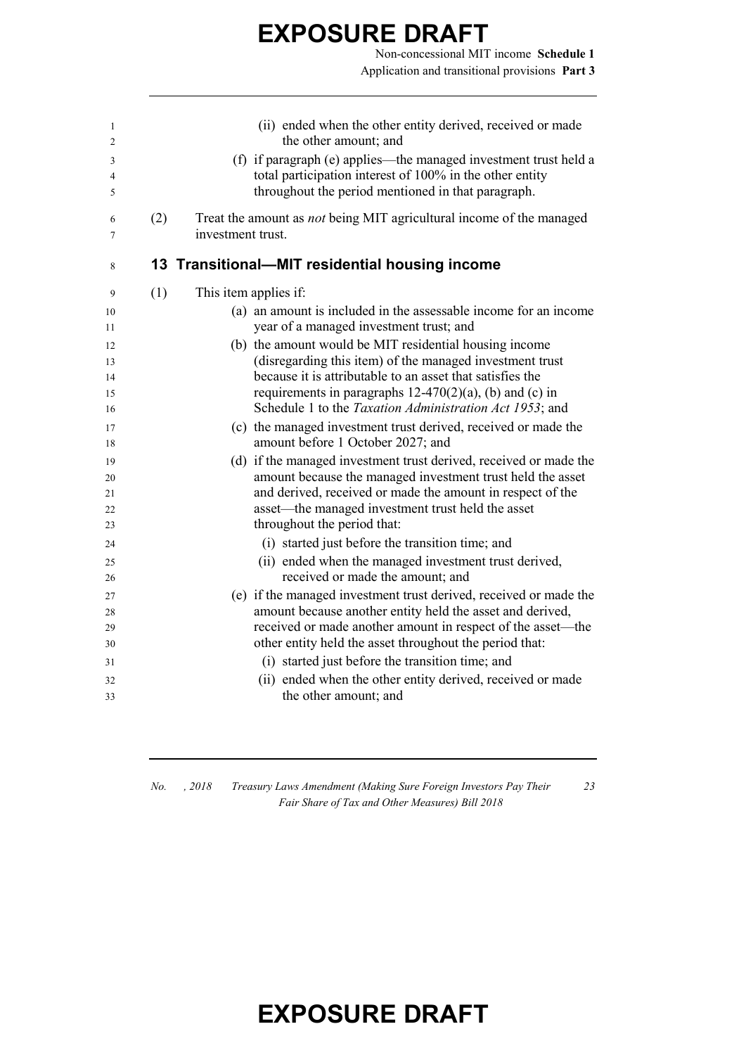(ii) ended when the other entity derived, received or made the other amount; and

(f) if paragraph (e) applies—the managed investment trust held a total participation interest of 100% in the other entity throughout the period mentioned in that paragraph.

(2) Treat the amount as *not* being MIT agricultural income of the managed investment trust.

## 13 Transitional—MIT residential housing income

(1) This item applies if:

(a) an amount is included in the assessable income for an income year of a managed investment trust; and

(b) the amount would be MIT residential housing income (disregarding this item) of the managed investment trust because it is attributable to an asset that satisfies the requirements in paragraphs 12-470(2)(a), (b) and (c) in Schedule 1 to the *Taxation Administration Act 1953*; and

(c) the managed investment trust derived, received or made the amount before 1 October 2027; and

(d) if the managed investment trust derived, received or made the amount because the managed investment trust held the asset and derived, received or made the amount in respect of the asset—the managed investment trust held the asset throughout the period that:

(i) started just before the transition time; and

(ii) ended when the managed investment trust derived, received or made the amount; and

(e) if the managed investment trust derived, received or made the amount because another entity held the asset and derived, received or made another amount in respect of the asset—the other entity held the asset throughout the period that:

(i) started just before the transition time; and

(ii) ended when the other entity derived, received or made the other amount; and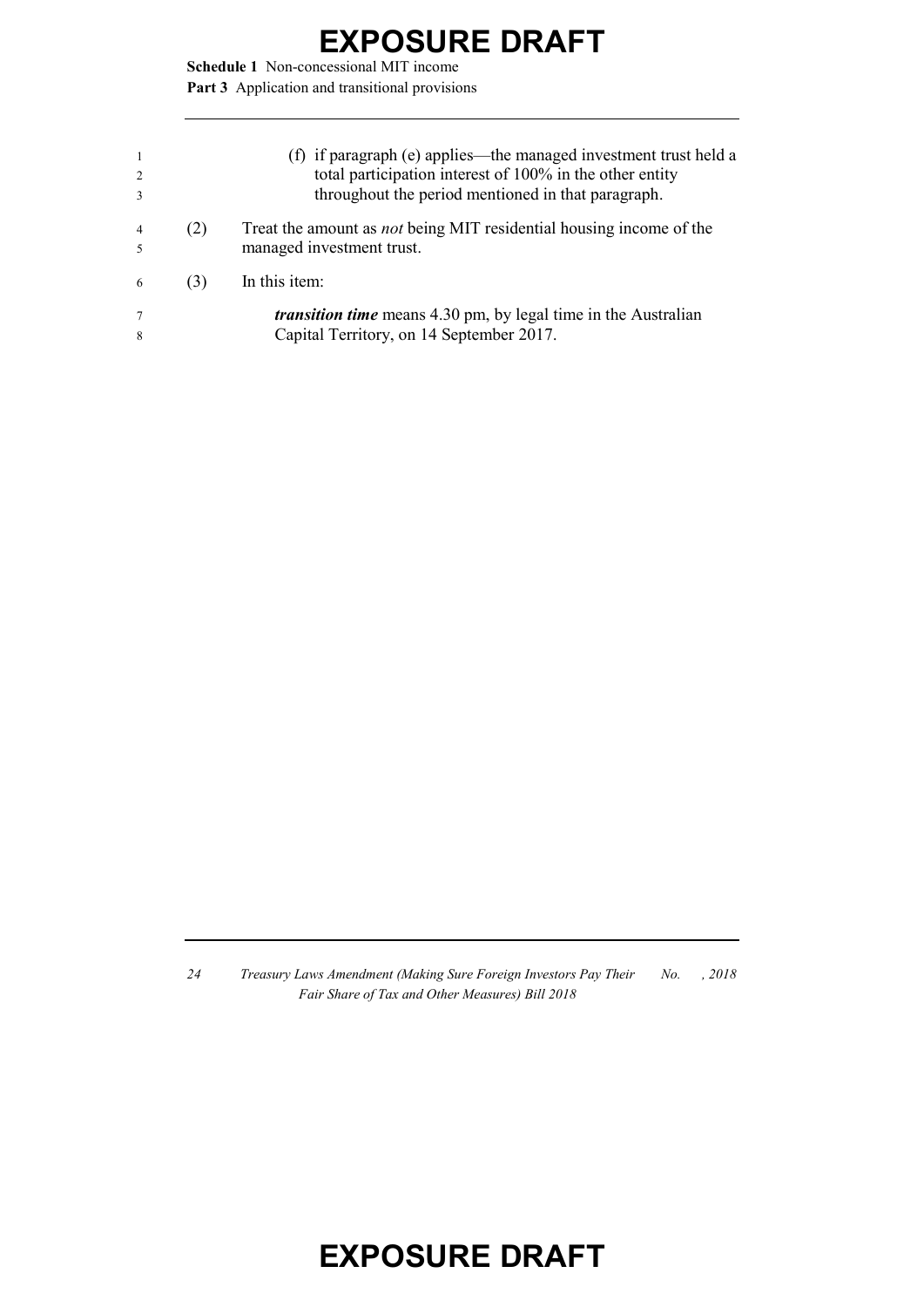(f) if paragraph (e) applies—the managed investment trust held a total participation interest of 100% in the other entity throughout the period mentioned in that paragraph.

(2) Treat the amount as *not* being MIT residential housing income of the managed investment trust.

(3) In this item:

***transition time*** means 4.30 pm, by legal time in the Australian Capital Territory, on 14 September 2017.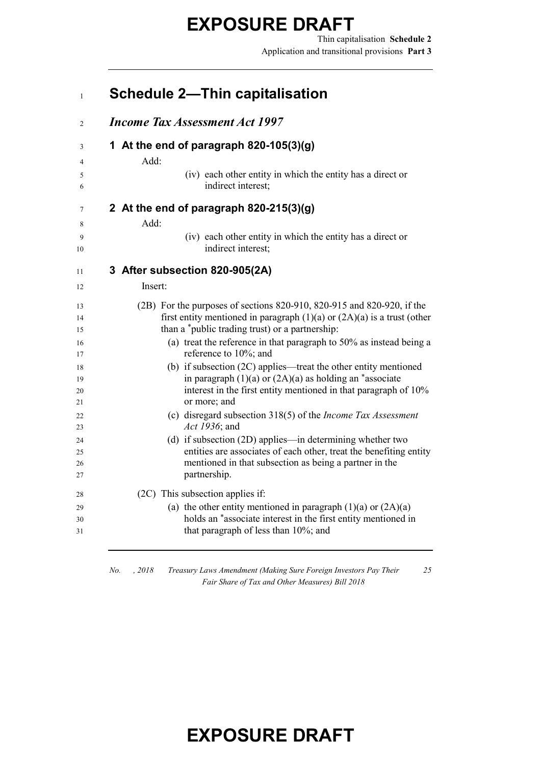# Schedule 2—Thin capitalisation

## *Income Tax Assessment Act 1997*

### 1 At the end of paragraph 820-105(3)(g)

Add:

(iv) each other entity in which the entity has a direct or indirect interest;

### 2 At the end of paragraph 820-215(3)(g)

Add:

(iv) each other entity in which the entity has a direct or indirect interest;

### 3 After subsection 820-905(2A)

Insert:

(2B) For the purposes of sections 820-910, 820-915 and 820-920, if the first entity mentioned in paragraph (1)(a) or (2A)(a) is a trust (other than a *public trading trust) or a partnership:

(a) treat the reference in that paragraph to 50% as instead being a reference to 10%; and

(b) if subsection (2C) applies—treat the other entity mentioned in paragraph (1)(a) or (2A)(a) as holding an *associate interest in the first entity mentioned in that paragraph of 10% or more; and

(c) disregard subsection 318(5) of the *Income Tax Assessment Act 1936*; and

(d) if subsection (2D) applies—in determining whether two entities are associates of each other, treat the benefiting entity mentioned in that subsection as being a partner in the partnership.

(2C) This subsection applies if:

(a) the other entity mentioned in paragraph (1)(a) or (2A)(a) holds an *associate interest in the first entity mentioned in that paragraph of less than 10%; and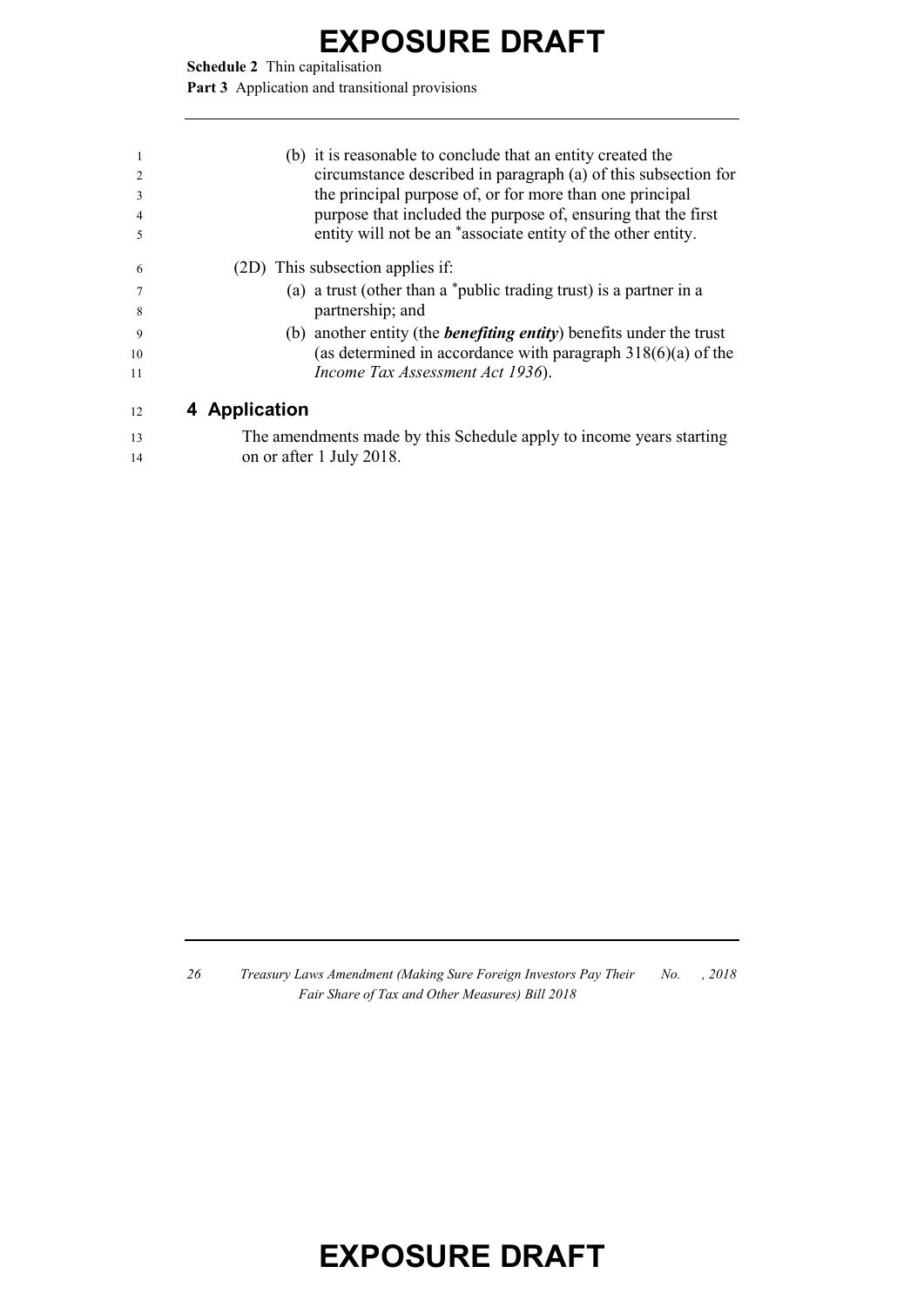(b) it is reasonable to conclude that an entity created the circumstance described in paragraph (a) of this subsection for the principal purpose of, or for more than one principal purpose that included the purpose of, ensuring that the first entity will not be an *associate entity of the other entity.

(2D) This subsection applies if:

(a) a trust (other than a *public trading trust) is a partner in a partnership; and

(b) another entity (the ***benefiting entity***) benefits under the trust (as determined in accordance with paragraph 318(6)(a) of the *Income Tax Assessment Act 1936*).

## 4 Application

The amendments made by this Schedule apply to income years starting on or after 1 July 2018.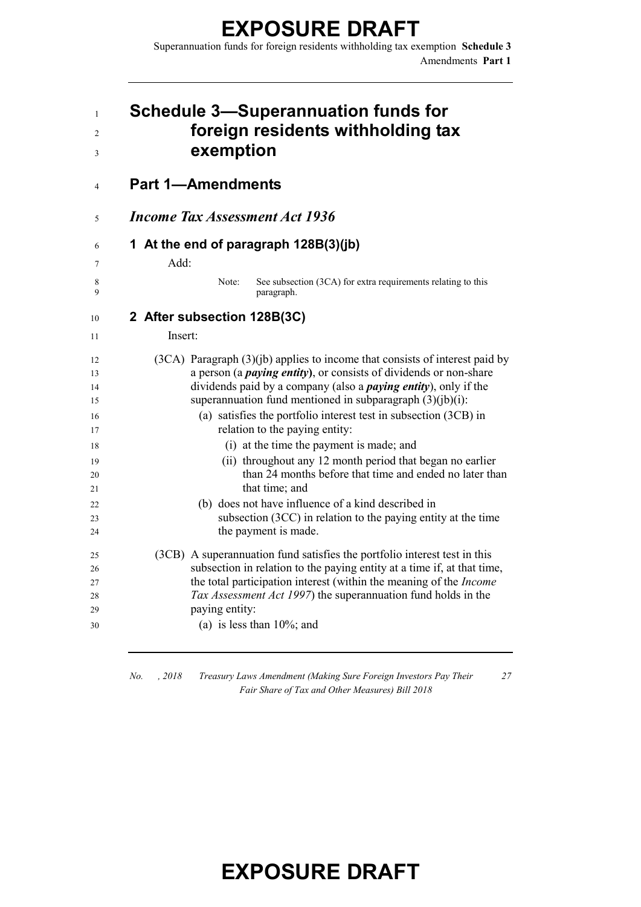# Schedule 3—Superannuation funds for foreign residents withholding tax exemption

## Part 1—Amendments

### *Income Tax Assessment Act 1936*

#### 1 At the end of paragraph 128B(3)(jb)

Add:

Note: See subsection (3CA) for extra requirements relating to this paragraph.

#### 2 After subsection 128B(3C)

Insert:

(3CA) Paragraph (3)(jb) applies to income that consists of interest paid by a person (a ***paying entity***), or consists of dividends or non-share dividends paid by a company (also a ***paying entity***), only if the superannuation fund mentioned in subparagraph (3)(jb)(i):

(a) satisfies the portfolio interest test in subsection (3CB) in relation to the paying entity:

(i) at the time the payment is made; and

(ii) throughout any 12 month period that began no earlier than 24 months before that time and ended no later than that time; and

(b) does not have influence of a kind described in subsection (3CC) in relation to the paying entity at the time the payment is made.

(3CB) A superannuation fund satisfies the portfolio interest test in this subsection in relation to the paying entity at a time if, at that time, the total participation interest (within the meaning of the *Income Tax Assessment Act 1997*) the superannuation fund holds in the paying entity:

(a) is less than 10%; and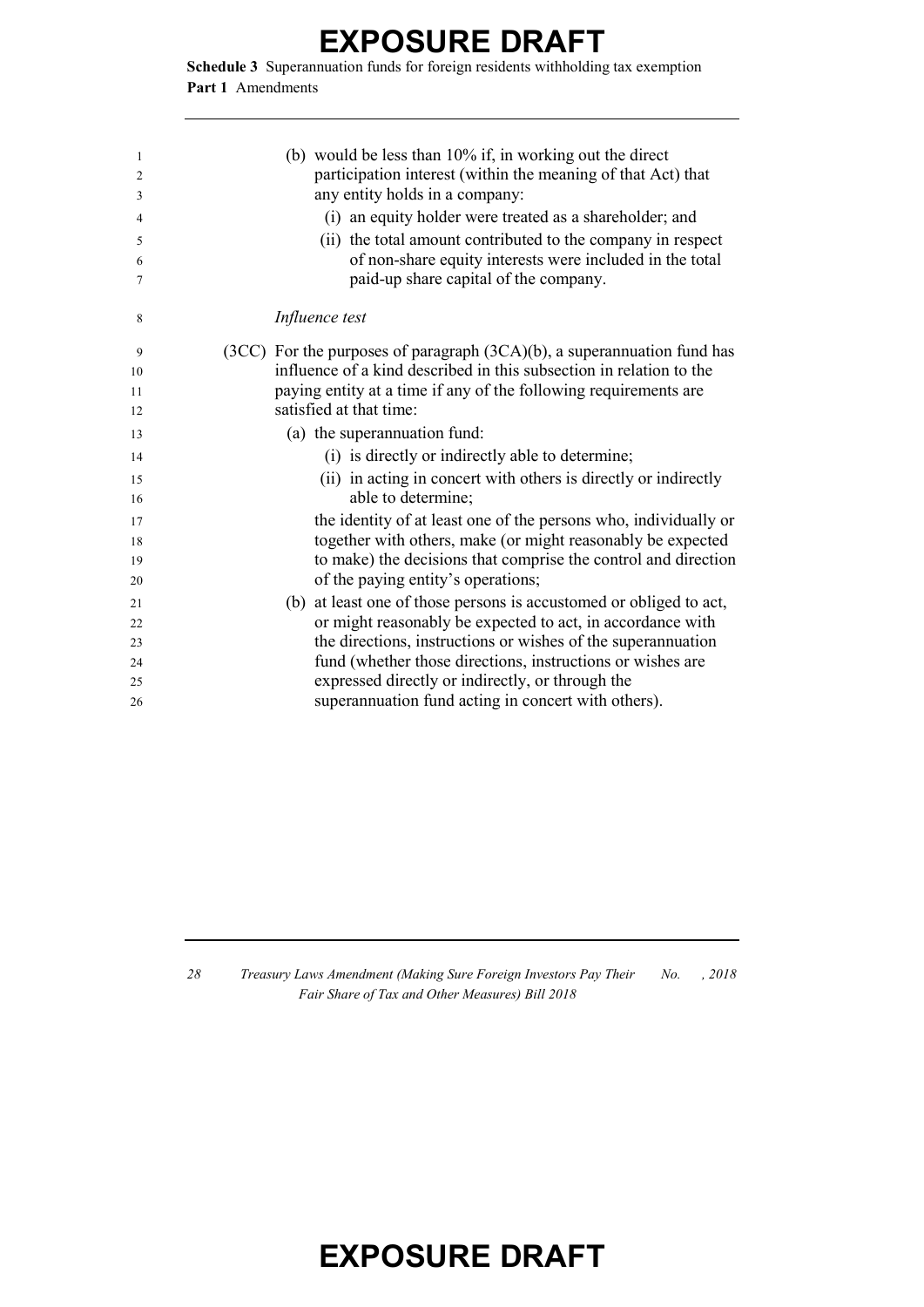(b) would be less than 10% if, in working out the direct participation interest (within the meaning of that Act) that any entity holds in a company:

   (i) an equity holder were treated as a shareholder; and

   (ii) the total amount contributed to the company in respect of non-share equity interests were included in the total paid-up share capital of the company.

*Influence test*

(3CC) For the purposes of paragraph (3CA)(b), a superannuation fund has influence of a kind described in this subsection in relation to the paying entity at a time if any of the following requirements are satisfied at that time:

(a) the superannuation fund:

   (i) is directly or indirectly able to determine;

   (ii) in acting in concert with others is directly or indirectly able to determine;

   the identity of at least one of the persons who, individually or together with others, make (or might reasonably be expected to make) the decisions that comprise the control and direction of the paying entity's operations;

(b) at least one of those persons is accustomed or obliged to act, or might reasonably be expected to act, in accordance with the directions, instructions or wishes of the superannuation fund (whether those directions, instructions or wishes are expressed directly or indirectly, or through the superannuation fund acting in concert with others).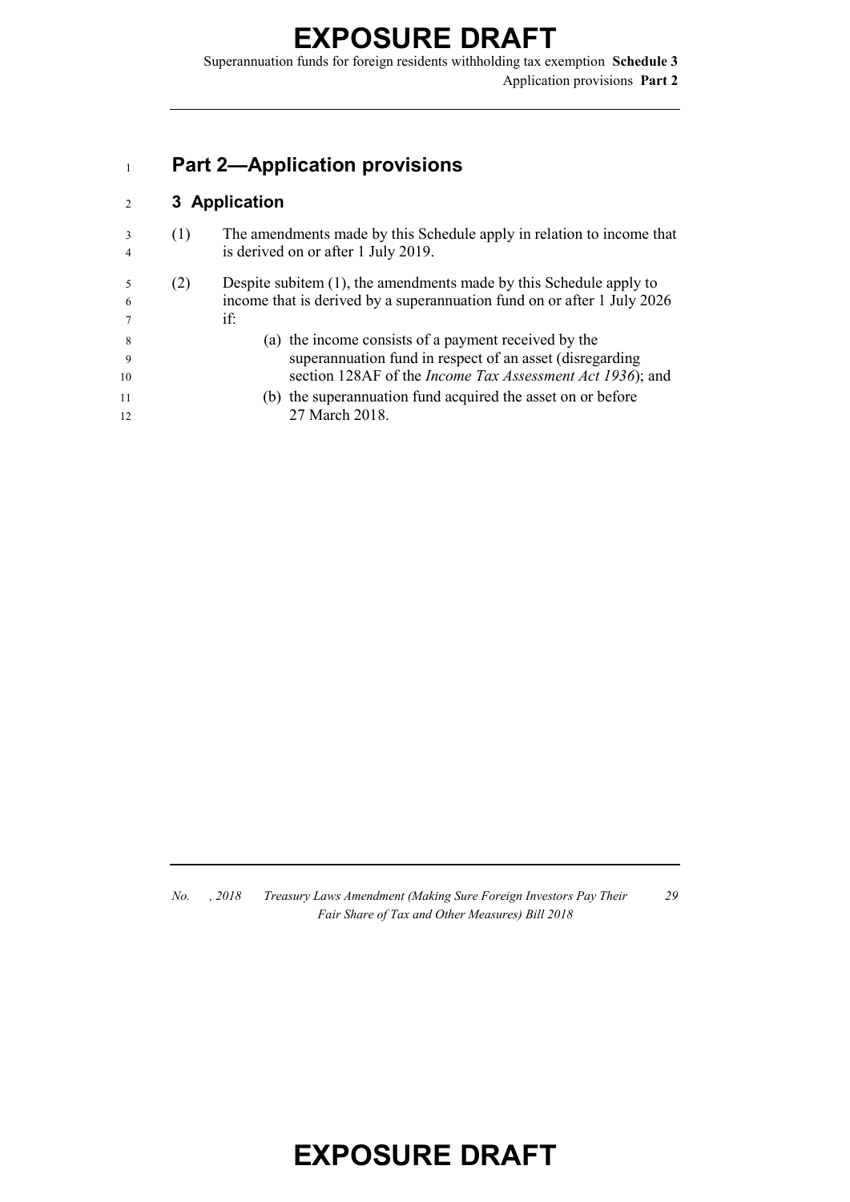## Part 2—Application provisions

### 3 Application

(1) The amendments made by this Schedule apply in relation to income that is derived on or after 1 July 2019.

(2) Despite subitem (1), the amendments made by this Schedule apply to income that is derived by a superannuation fund on or after 1 July 2026 if:

(a) the income consists of a payment received by the superannuation fund in respect of an asset (disregarding section 128AF of the *Income Tax Assessment Act 1936*); and

(b) the superannuation fund acquired the asset on or before 27 March 2018.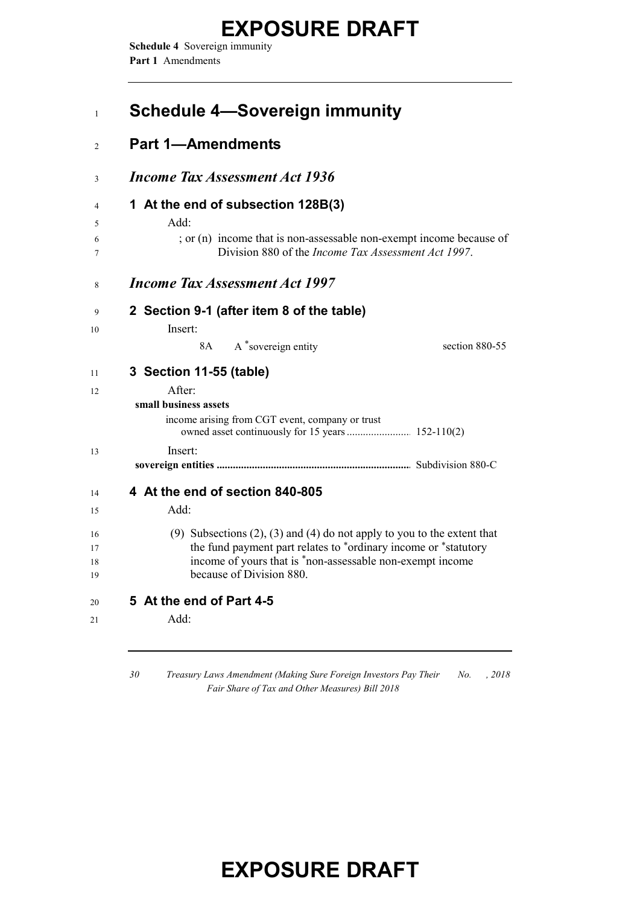# Schedule 4—Sovereign immunity

## Part 1—Amendments

### *Income Tax Assessment Act 1936*

#### 1 At the end of subsection 128B(3)

Add:

; or (n) income that is non-assessable non-exempt income because of Division 880 of the *Income Tax Assessment Act 1997*.

### *Income Tax Assessment Act 1997*

#### 2 Section 9-1 (after item 8 of the table)

Insert:

| | | |
|---|---|---|
| 8A | A *sovereign entity | section 880-55 |

#### 3 Section 11-55 (table)

After:

**small business assets**

income arising from CGT event, company or trust owned asset continuously for 15 years ........................ 152-110(2)

Insert:

**sovereign entities** ........................................................................ Subdivision 880-C

#### 4 At the end of section 840-805

Add:

(9) Subsections (2), (3) and (4) do not apply to you to the extent that the fund payment part relates to *ordinary income or *statutory income of yours that is *non-assessable non-exempt income because of Division 880.

#### 5 At the end of Part 4-5

Add: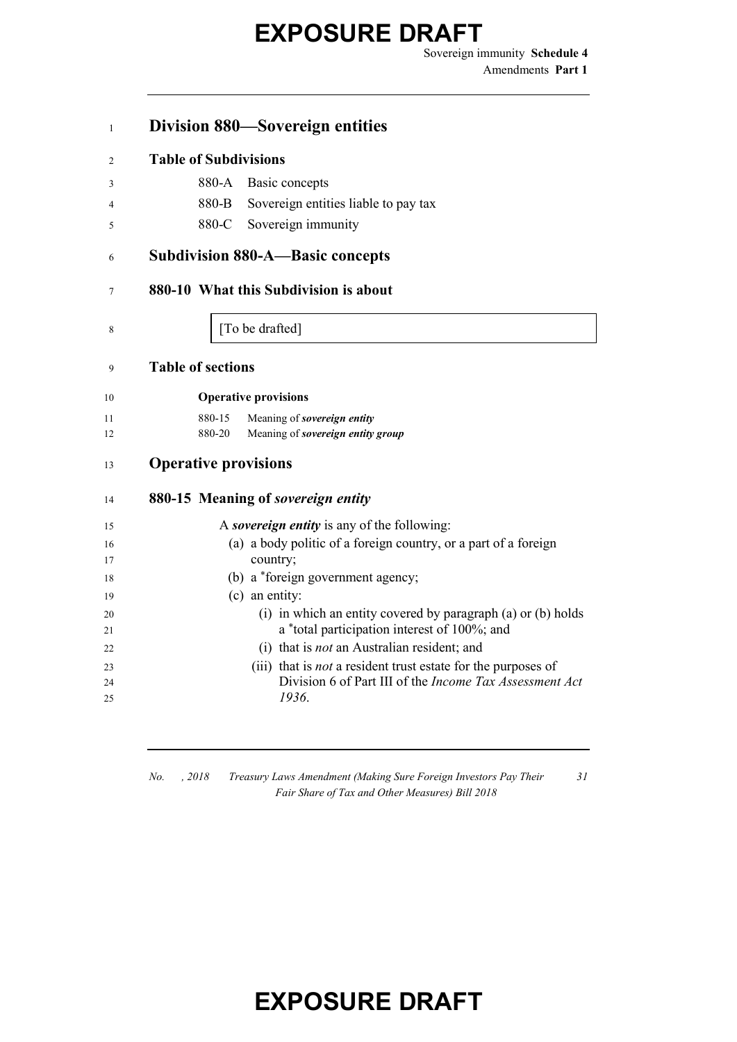# Division 880—Sovereign entities

## Table of Subdivisions

880-A Basic concepts

880-B Sovereign entities liable to pay tax

880-C Sovereign immunity

## Subdivision 880-A—Basic concepts

### 880-10 What this Subdivision is about

[To be drafted]

### Table of sections

**Operative provisions**

880-15 Meaning of ***sovereign entity***

880-20 Meaning of ***sovereign entity group***

## Operative provisions

### 880-15 Meaning of *sovereign entity*

A ***sovereign entity*** is any of the following:

(a) a body politic of a foreign country, or a part of a foreign country;

(b) a *foreign government agency;

(c) an entity:

(i) in which an entity covered by paragraph (a) or (b) holds a *total participation interest of 100%; and

(i) that is *not* an Australian resident; and

(iii) that is *not* a resident trust estate for the purposes of Division 6 of Part III of the *Income Tax Assessment Act 1936*.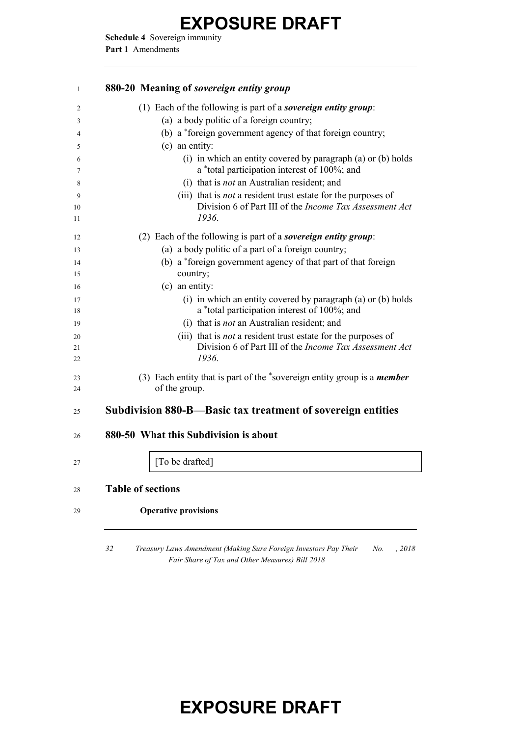**880-20 Meaning of *sovereign entity group***

(1) Each of the following is part of a ***sovereign entity group***:

(a) a body politic of a foreign country;

(b) a *foreign government agency of that foreign country;

(c) an entity:

(i) in which an entity covered by paragraph (a) or (b) holds a *total participation interest of 100%; and

(i) that is *not* an Australian resident; and

(iii) that is *not* a resident trust estate for the purposes of Division 6 of Part III of the *Income Tax Assessment Act 1936*.

(2) Each of the following is part of a ***sovereign entity group***:

(a) a body politic of a part of a foreign country;

(b) a *foreign government agency of that part of that foreign country;

(c) an entity:

(i) in which an entity covered by paragraph (a) or (b) holds a *total participation interest of 100%; and

(i) that is *not* an Australian resident; and

(iii) that is *not* a resident trust estate for the purposes of Division 6 of Part III of the *Income Tax Assessment Act 1936*.

(3) Each entity that is part of the *sovereign entity group is a ***member*** of the group.

## Subdivision 880-B—Basic tax treatment of sovereign entities

**880-50 What this Subdivision is about**

[To be drafted]

**Table of sections**

**Operative provisions**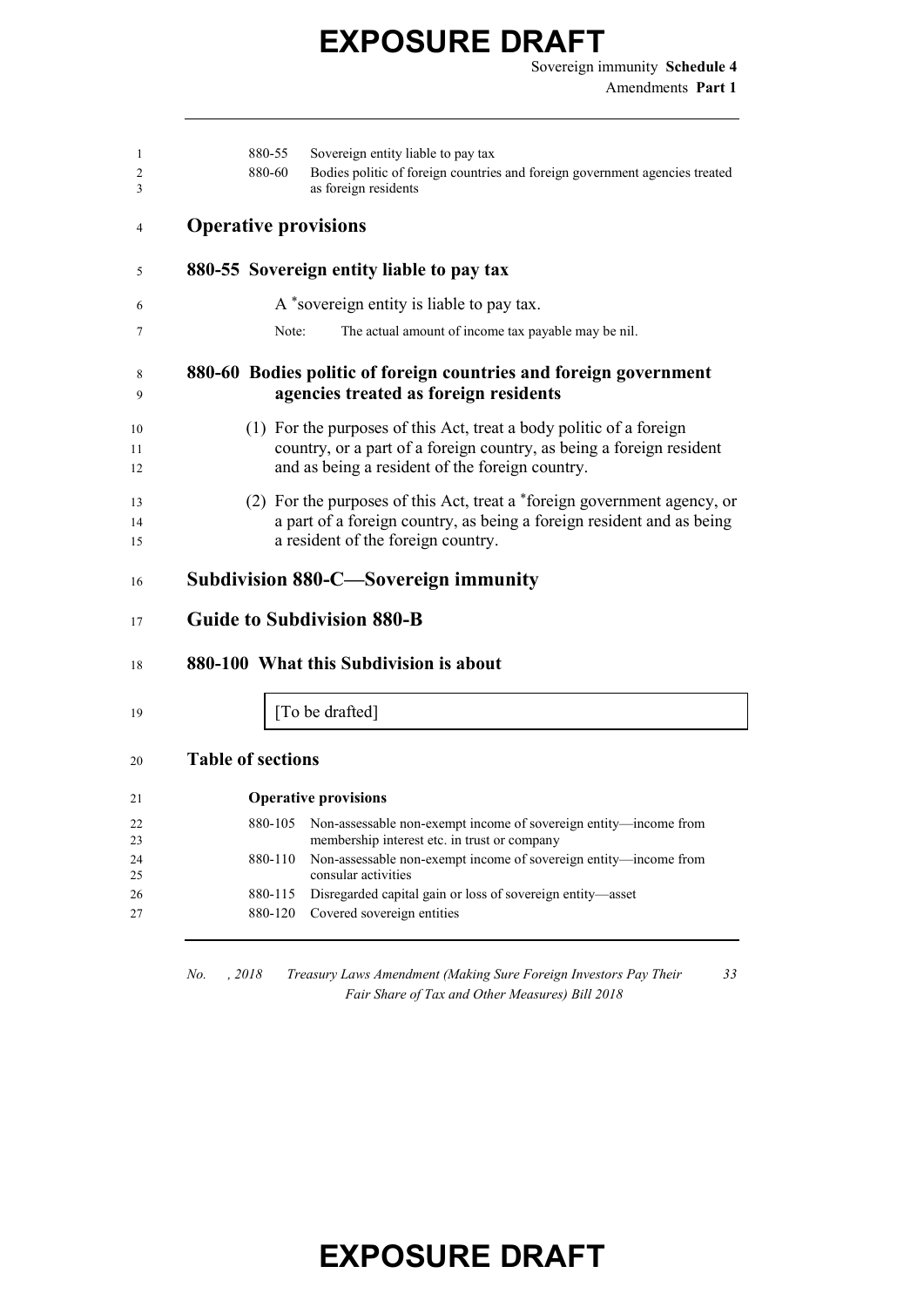880-55 Sovereign entity liable to pay tax

880-60 Bodies politic of foreign countries and foreign government agencies treated as foreign residents

## Operative provisions

### 880-55 Sovereign entity liable to pay tax

A *sovereign entity is liable to pay tax.

Note: The actual amount of income tax payable may be nil.

### 880-60 Bodies politic of foreign countries and foreign government agencies treated as foreign residents

(1) For the purposes of this Act, treat a body politic of a foreign country, or a part of a foreign country, as being a foreign resident and as being a resident of the foreign country.

(2) For the purposes of this Act, treat a *foreign government agency, or a part of a foreign country, as being a foreign resident and as being a resident of the foreign country.

## Subdivision 880-C—Sovereign immunity

## Guide to Subdivision 880-B

### 880-100 What this Subdivision is about

[To be drafted]

## Table of sections

**Operative provisions**

880-105 Non-assessable non-exempt income of sovereign entity—income from membership interest etc. in trust or company

880-110 Non-assessable non-exempt income of sovereign entity—income from consular activities

880-115 Disregarded capital gain or loss of sovereign entity—asset

880-120 Covered sovereign entities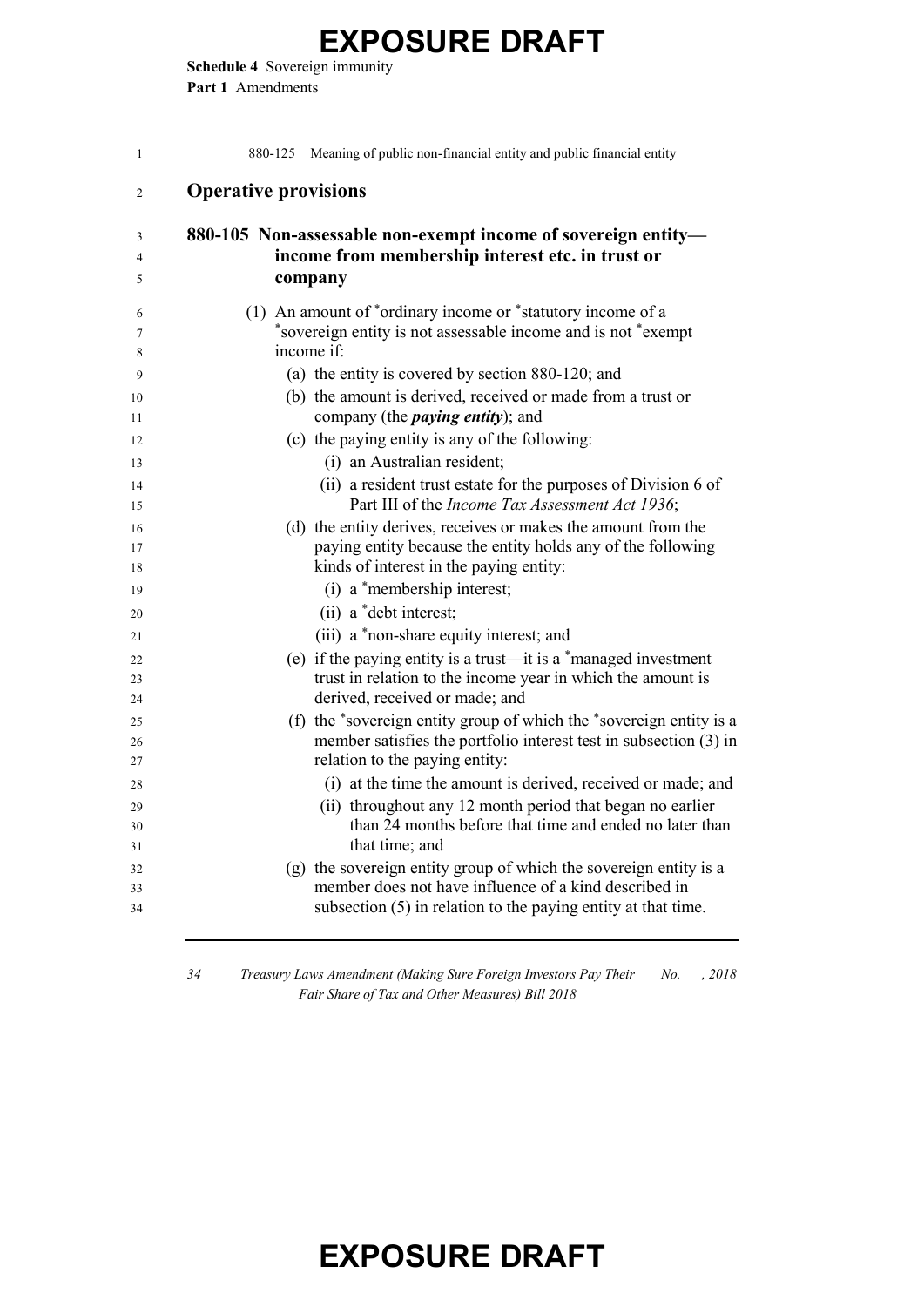880-125 Meaning of public non-financial entity and public financial entity

## Operative provisions

### 880-105 Non-assessable non-exempt income of sovereign entity—income from membership interest etc. in trust or company

(1) An amount of *ordinary income or *statutory income of a *sovereign entity is not assessable income and is not *exempt income if:

(a) the entity is covered by section 880-120; and

(b) the amount is derived, received or made from a trust or company (the ***paying entity***); and

(c) the paying entity is any of the following:

(i) an Australian resident;

(ii) a resident trust estate for the purposes of Division 6 of Part III of the *Income Tax Assessment Act 1936*;

(d) the entity derives, receives or makes the amount from the paying entity because the entity holds any of the following kinds of interest in the paying entity:

(i) a *membership interest;

(ii) a *debt interest;

(iii) a *non-share equity interest; and

(e) if the paying entity is a trust—it is a *managed investment trust in relation to the income year in which the amount is derived, received or made; and

(f) the *sovereign entity group of which the *sovereign entity is a member satisfies the portfolio interest test in subsection (3) in relation to the paying entity:

(i) at the time the amount is derived, received or made; and

(ii) throughout any 12 month period that began no earlier than 24 months before that time and ended no later than that time; and

(g) the sovereign entity group of which the sovereign entity is a member does not have influence of a kind described in subsection (5) in relation to the paying entity at that time.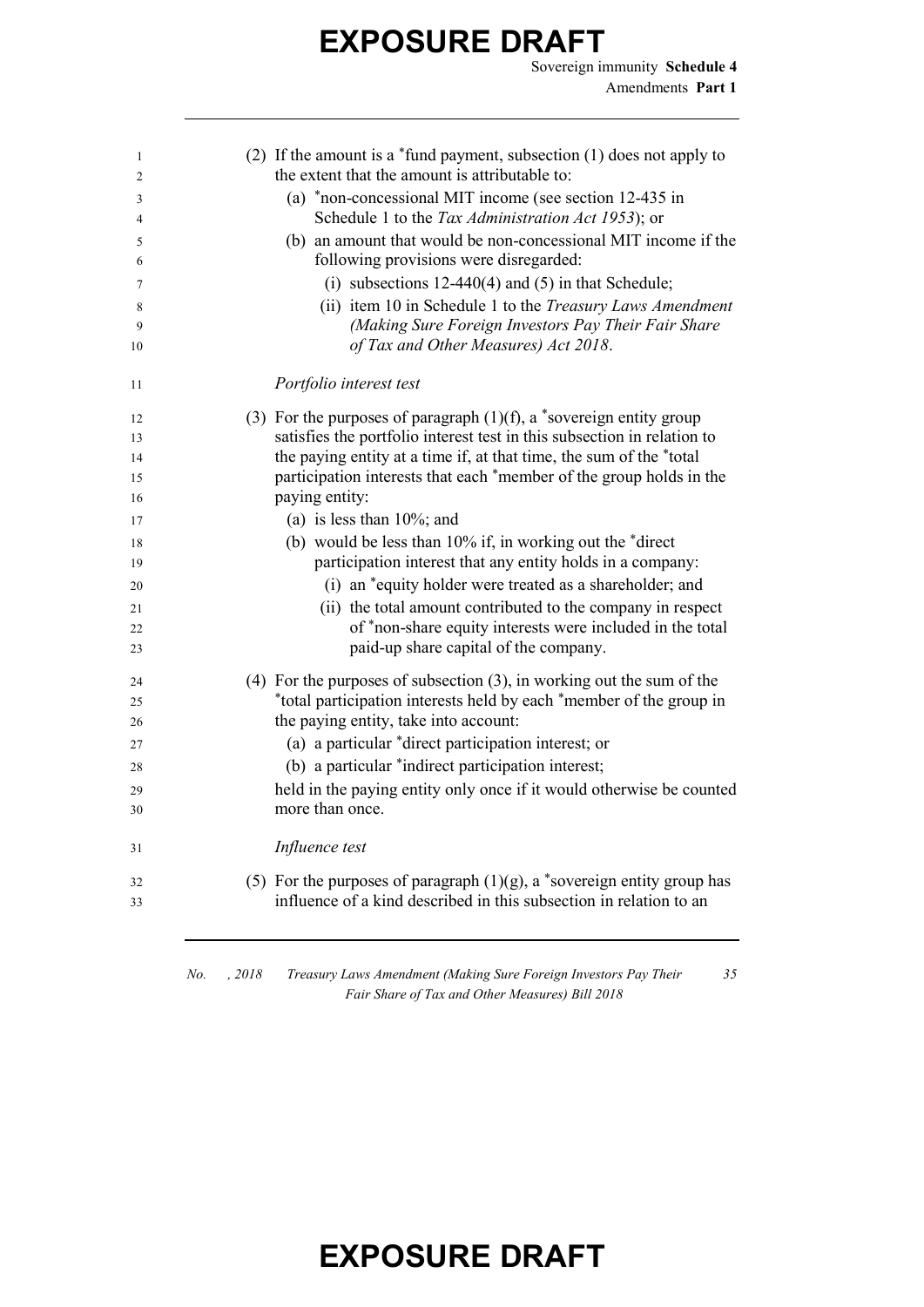(2) If the amount is a *fund payment, subsection (1) does not apply to the extent that the amount is attributable to:

- (a) *non-concessional MIT income (see section 12-435 in Schedule 1 to the *Tax Administration Act 1953*); or
- (b) an amount that would be non-concessional MIT income if the following provisions were disregarded:
  - (i) subsections 12-440(4) and (5) in that Schedule;
  - (ii) item 10 in Schedule 1 to the *Treasury Laws Amendment (Making Sure Foreign Investors Pay Their Fair Share of Tax and Other Measures) Act 2018*.

*Portfolio interest test*

(3) For the purposes of paragraph (1)(f), a *sovereign entity group satisfies the portfolio interest test in this subsection in relation to the paying entity at a time if, at that time, the sum of the *total participation interests that each *member of the group holds in the paying entity:

- (a) is less than 10%; and
- (b) would be less than 10% if, in working out the *direct participation interest that any entity holds in a company:
  - (i) an *equity holder were treated as a shareholder; and
  - (ii) the total amount contributed to the company in respect of *non-share equity interests were included in the total paid-up share capital of the company.

(4) For the purposes of subsection (3), in working out the sum of the *total participation interests held by each *member of the group in the paying entity, take into account:

- (a) a particular *direct participation interest; or
- (b) a particular *indirect participation interest;

held in the paying entity only once if it would otherwise be counted more than once.

*Influence test*

(5) For the purposes of paragraph (1)(g), a *sovereign entity group has influence of a kind described in this subsection in relation to an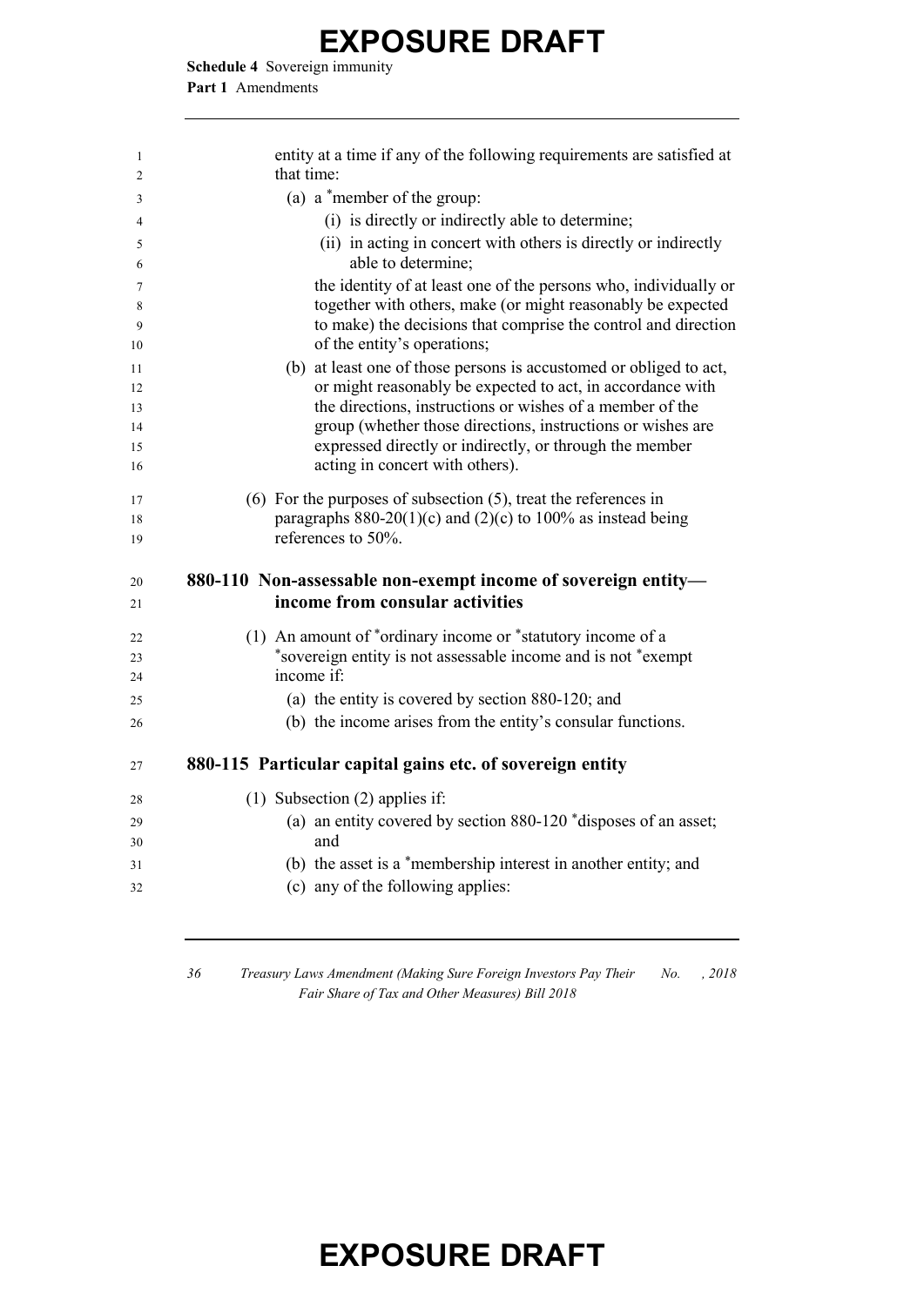entity at a time if any of the following requirements are satisfied at that time:

(a) a *member of the group:

(i) is directly or indirectly able to determine;

(ii) in acting in concert with others is directly or indirectly able to determine;

the identity of at least one of the persons who, individually or together with others, make (or might reasonably be expected to make) the decisions that comprise the control and direction of the entity's operations;

(b) at least one of those persons is accustomed or obliged to act, or might reasonably be expected to act, in accordance with the directions, instructions or wishes of a member of the group (whether those directions, instructions or wishes are expressed directly or indirectly, or through the member acting in concert with others).

(6) For the purposes of subsection (5), treat the references in paragraphs 880-20(1)(c) and (2)(c) to 100% as instead being references to 50%.

### 880-110 Non-assessable non-exempt income of sovereign entity—income from consular activities

(1) An amount of *ordinary income or *statutory income of a *sovereign entity is not assessable income and is not *exempt income if:

(a) the entity is covered by section 880-120; and

(b) the income arises from the entity's consular functions.

### 880-115 Particular capital gains etc. of sovereign entity

(1) Subsection (2) applies if:

(a) an entity covered by section 880-120 *disposes of an asset; and

(b) the asset is a *membership interest in another entity; and

(c) any of the following applies: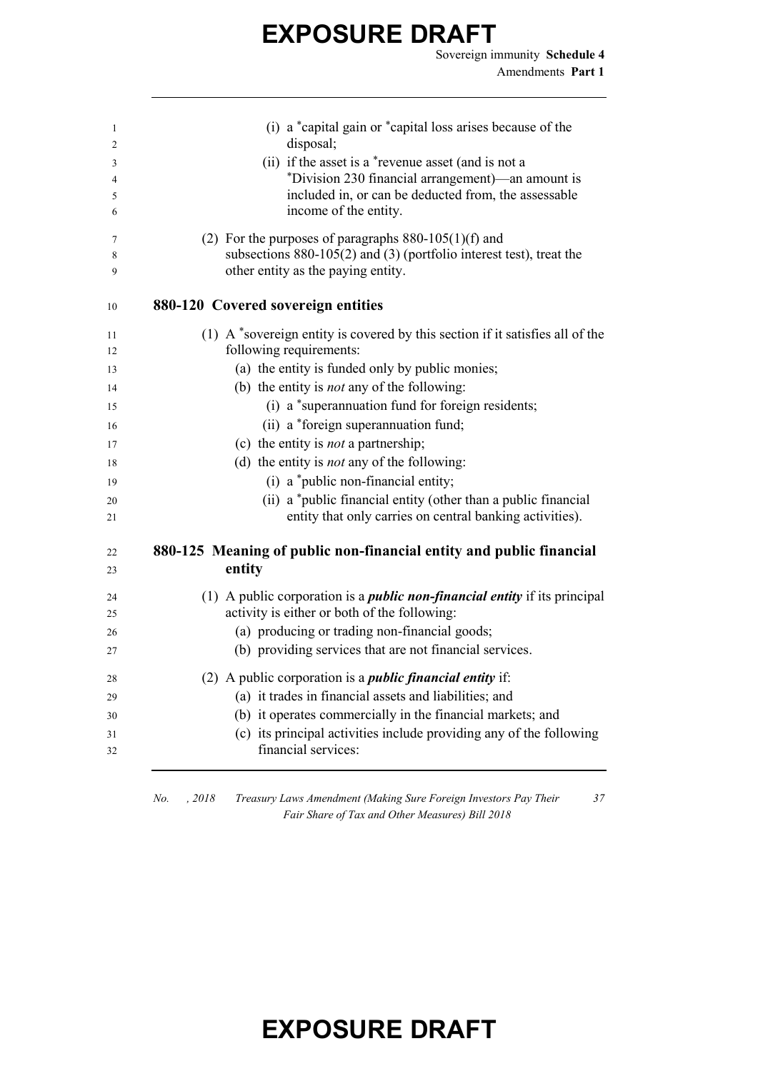(i) a *capital gain or *capital loss arises because of the disposal;

(ii) if the asset is a *revenue asset (and is not a *Division 230 financial arrangement)—an amount is included in, or can be deducted from, the assessable income of the entity.

(2) For the purposes of paragraphs 880-105(1)(f) and subsections 880-105(2) and (3) (portfolio interest test), treat the other entity as the paying entity.

### 880-120 Covered sovereign entities

(1) A *sovereign entity is covered by this section if it satisfies all of the following requirements:

(a) the entity is funded only by public monies;

(b) the entity is *not* any of the following:

(i) a *superannuation fund for foreign residents;

(ii) a *foreign superannuation fund;

(c) the entity is *not* a partnership;

(d) the entity is *not* any of the following:

(i) a *public non-financial entity;

(ii) a *public financial entity (other than a public financial entity that only carries on central banking activities).

### 880-125 Meaning of public non-financial entity and public financial entity

(1) A public corporation is a ***public non-financial entity*** if its principal activity is either or both of the following:

(a) producing or trading non-financial goods;

(b) providing services that are not financial services.

(2) A public corporation is a ***public financial entity*** if:

(a) it trades in financial assets and liabilities; and

(b) it operates commercially in the financial markets; and

(c) its principal activities include providing any of the following financial services: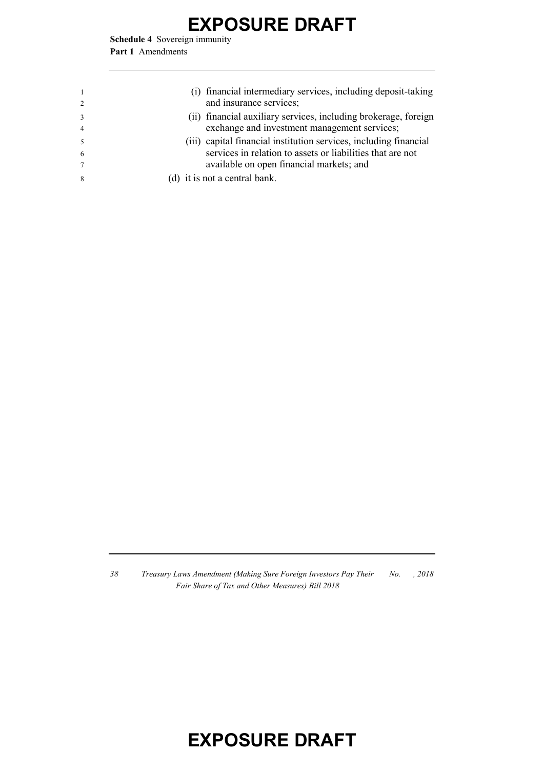(i) financial intermediary services, including deposit-taking and insurance services;

(ii) financial auxiliary services, including brokerage, foreign exchange and investment management services;

(iii) capital financial institution services, including financial services in relation to assets or liabilities that are not available on open financial markets; and

(d) it is not a central bank.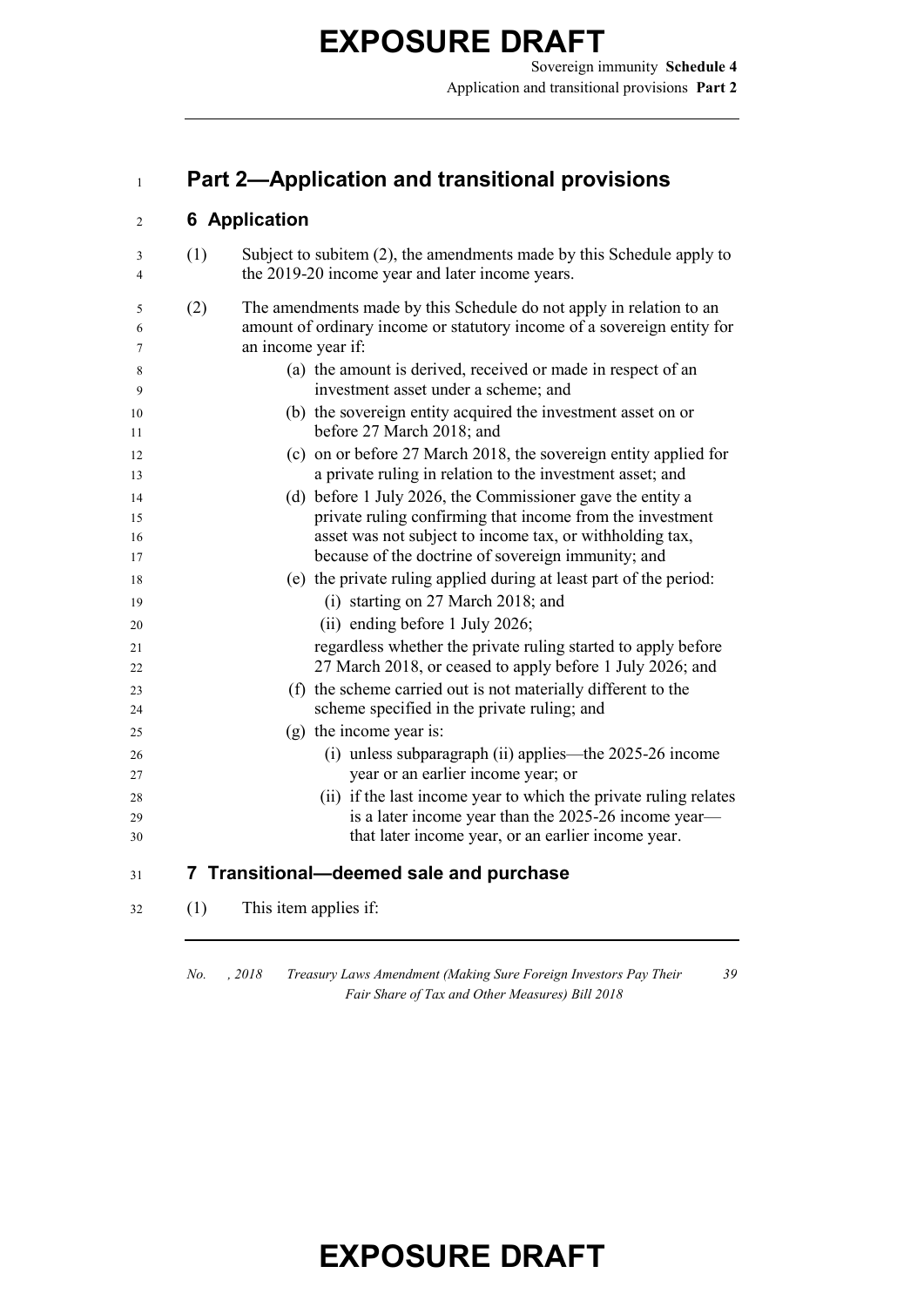## Part 2—Application and transitional provisions

### 6 Application

(1) Subject to subitem (2), the amendments made by this Schedule apply to the 2019-20 income year and later income years.

(2) The amendments made by this Schedule do not apply in relation to an amount of ordinary income or statutory income of a sovereign entity for an income year if:

- (a) the amount is derived, received or made in respect of an investment asset under a scheme; and
- (b) the sovereign entity acquired the investment asset on or before 27 March 2018; and
- (c) on or before 27 March 2018, the sovereign entity applied for a private ruling in relation to the investment asset; and
- (d) before 1 July 2026, the Commissioner gave the entity a private ruling confirming that income from the investment asset was not subject to income tax, or withholding tax, because of the doctrine of sovereign immunity; and
- (e) the private ruling applied during at least part of the period:
  - (i) starting on 27 March 2018; and
  - (ii) ending before 1 July 2026;

  regardless whether the private ruling started to apply before 27 March 2018, or ceased to apply before 1 July 2026; and
- (f) the scheme carried out is not materially different to the scheme specified in the private ruling; and
- (g) the income year is:
  - (i) unless subparagraph (ii) applies—the 2025-26 income year or an earlier income year; or
  - (ii) if the last income year to which the private ruling relates is a later income year than the 2025-26 income year—that later income year, or an earlier income year.

### 7 Transitional—deemed sale and purchase

(1) This item applies if: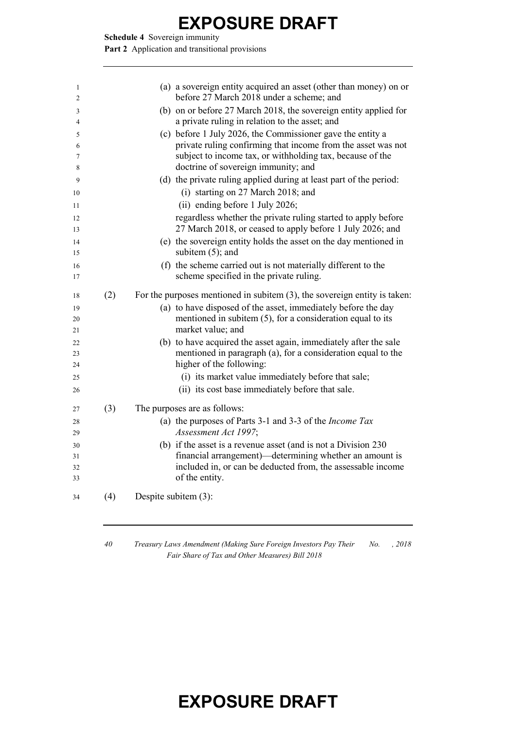(a) a sovereign entity acquired an asset (other than money) on or before 27 March 2018 under a scheme; and

(b) on or before 27 March 2018, the sovereign entity applied for a private ruling in relation to the asset; and

(c) before 1 July 2026, the Commissioner gave the entity a private ruling confirming that income from the asset was not subject to income tax, or withholding tax, because of the doctrine of sovereign immunity; and

(d) the private ruling applied during at least part of the period:

  (i) starting on 27 March 2018; and

  (ii) ending before 1 July 2026;

 regardless whether the private ruling started to apply before 27 March 2018, or ceased to apply before 1 July 2026; and

(e) the sovereign entity holds the asset on the day mentioned in subitem (5); and

(f) the scheme carried out is not materially different to the scheme specified in the private ruling.

(2) For the purposes mentioned in subitem (3), the sovereign entity is taken:

(a) to have disposed of the asset, immediately before the day mentioned in subitem (5), for a consideration equal to its market value; and

(b) to have acquired the asset again, immediately after the sale mentioned in paragraph (a), for a consideration equal to the higher of the following:

  (i) its market value immediately before that sale;

  (ii) its cost base immediately before that sale.

(3) The purposes are as follows:

(a) the purposes of Parts 3-1 and 3-3 of the *Income Tax Assessment Act 1997*;

(b) if the asset is a revenue asset (and is not a Division 230 financial arrangement)—determining whether an amount is included in, or can be deducted from, the assessable income of the entity.

(4) Despite subitem (3):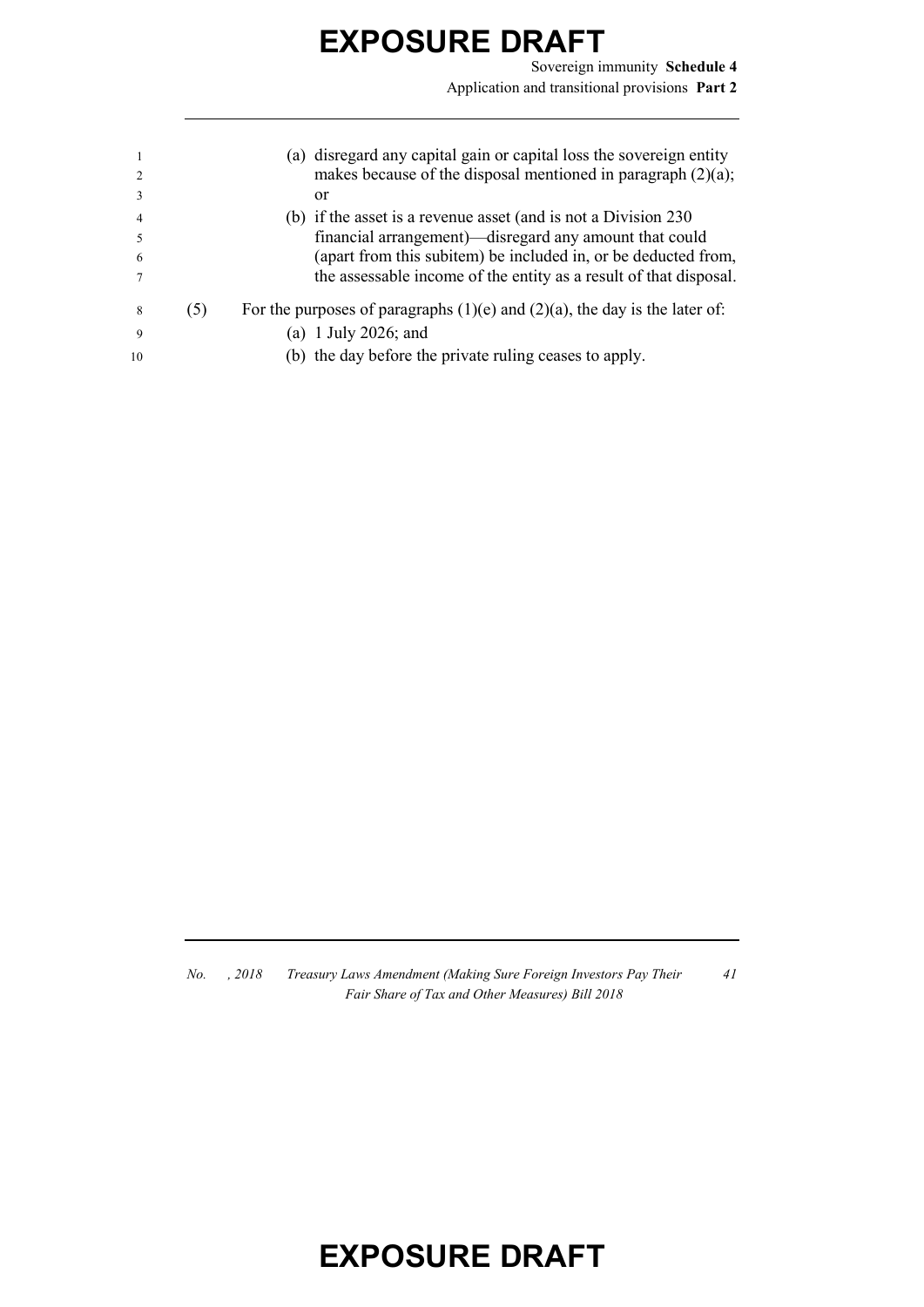(a) disregard any capital gain or capital loss the sovereign entity makes because of the disposal mentioned in paragraph (2)(a); or

(b) if the asset is a revenue asset (and is not a Division 230 financial arrangement)—disregard any amount that could (apart from this subitem) be included in, or be deducted from, the assessable income of the entity as a result of that disposal.

(5) For the purposes of paragraphs (1)(e) and (2)(a), the day is the later of:

(a) 1 July 2026; and

(b) the day before the private ruling ceases to apply.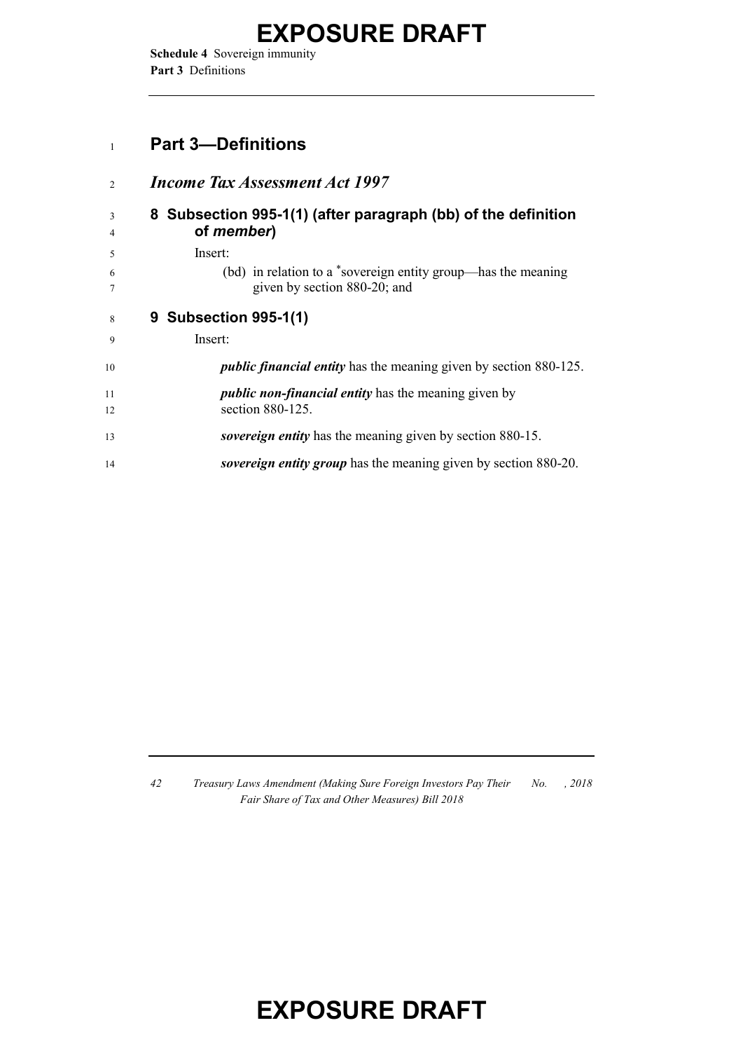## Part 3—Definitions

### *Income Tax Assessment Act 1997*

**8 Subsection 995-1(1) (after paragraph (bb) of the definition of *member*)**

Insert:

(bd) in relation to a *sovereign entity group—has the meaning given by section 880-20; and

**9 Subsection 995-1(1)**

Insert:

***public financial entity*** has the meaning given by section 880-125.

***public non-financial entity*** has the meaning given by section 880-125.

***sovereign entity*** has the meaning given by section 880-15.

***sovereign entity group*** has the meaning given by section 880-20.